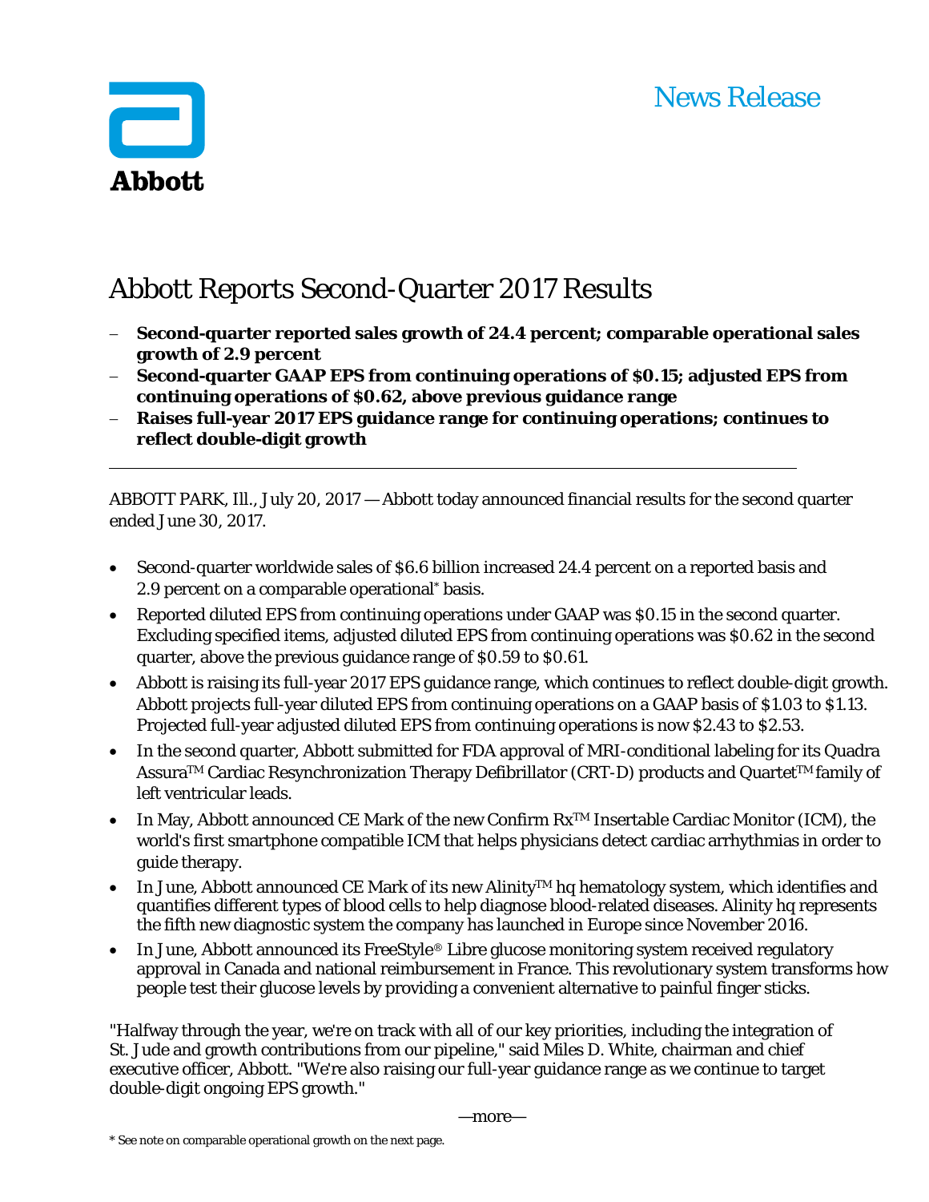News Release

Abbott

# Abbott Reports Second-Quarter 2017 Results

- **Second-quarter reported sales growth of 24.4 percent; comparable operational sales growth of 2.9 percent**
- **Second-quarter GAAP EPS from continuing operations of $0.15; adjusted EPS from continuing operations of $0.62, above previous guidance range**
- **Raises full-year 2017 EPS guidance range for continuing operations; continues to reflect double-digit growth**

---

ABBOTT PARK, Ill., July 20, 2017 — Abbott today announced financial results for the second quarter ended June 30, 2017.

- Second-quarter worldwide sales of $6.6 billion increased 24.4 percent on a reported basis and 2.9 percent on a comparable operational* basis.
- Reported diluted EPS from continuing operations under GAAP was $0.15 in the second quarter. Excluding specified items, adjusted diluted EPS from continuing operations was $0.62 in the second quarter, above the previous guidance range of $0.59 to $0.61.
- Abbott is raising its full-year 2017 EPS guidance range, which continues to reflect double-digit growth. Abbott projects full-year diluted EPS from continuing operations on a GAAP basis of $1.03 to $1.13. Projected full-year adjusted diluted EPS from continuing operations is now $2.43 to $2.53.
- In the second quarter, Abbott submitted for FDA approval of MRI-conditional labeling for its Quadra Assura™ Cardiac Resynchronization Therapy Defibrillator (CRT-D) products and Quartet™ family of left ventricular leads.
- In May, Abbott announced CE Mark of the new Confirm Rx™ Insertable Cardiac Monitor (ICM), the world's first smartphone compatible ICM that helps physicians detect cardiac arrhythmias in order to guide therapy.
- In June, Abbott announced CE Mark of its new Alinity™ hq hematology system, which identifies and quantifies different types of blood cells to help diagnose blood-related diseases. Alinity hq represents the fifth new diagnostic system the company has launched in Europe since November 2016.
- In June, Abbott announced its FreeStyle® Libre glucose monitoring system received regulatory approval in Canada and national reimbursement in France. This revolutionary system transforms how people test their glucose levels by providing a convenient alternative to painful finger sticks.

"Halfway through the year, we're on track with all of our key priorities, including the integration of St. Jude and growth contributions from our pipeline," said Miles D. White, chairman and chief executive officer, Abbott. "We're also raising our full-year guidance range as we continue to target double-digit ongoing EPS growth."

—more—

\* See note on comparable operational growth on the next page.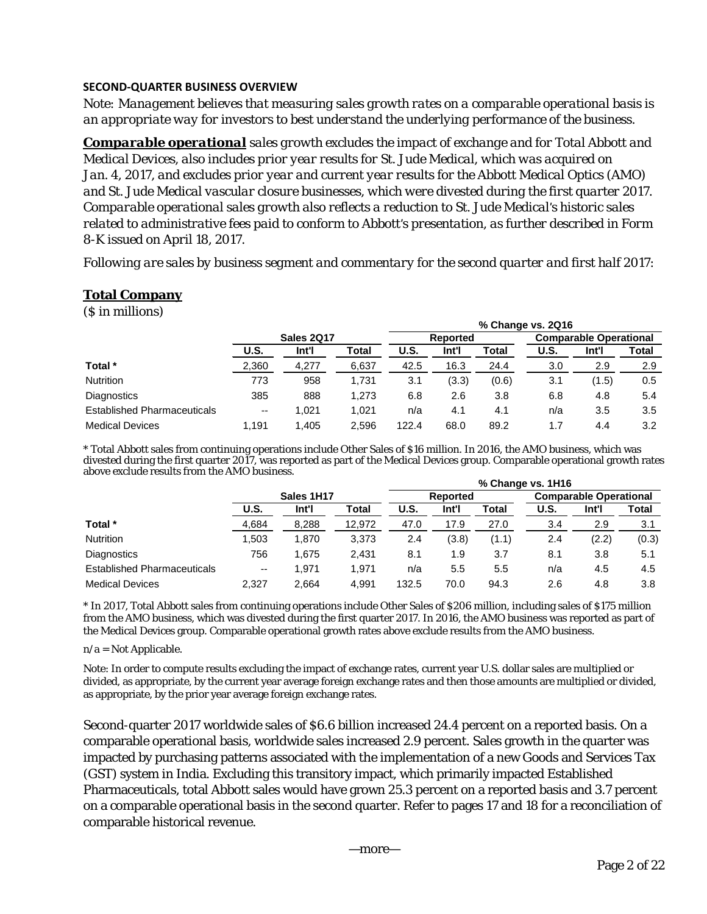**SECOND-QUARTER BUSINESS OVERVIEW**

*Note: Management believes that measuring sales growth rates on a comparable operational basis is an appropriate way for investors to best understand the underlying performance of the business.*

***Comparable operational*** *sales growth excludes the impact of exchange and for Total Abbott and Medical Devices, also includes prior year results for St. Jude Medical, which was acquired on Jan. 4, 2017, and excludes prior year and current year results for the Abbott Medical Optics (AMO) and St. Jude Medical vascular closure businesses, which were divested during the first quarter 2017. Comparable operational sales growth also reflects a reduction to St. Jude Medical's historic sales related to administrative fees paid to conform to Abbott's presentation, as further described in Form 8-K issued on April 18, 2017.*

*Following are sales by business segment and commentary for the second quarter and first half 2017:*

## Total Company

($ in millions)

| | Sales 2Q17 | | | % Change vs. 2Q16 Reported | | | % Change vs. 2Q16 Comparable Operational | | |
|---|---|---|---|---|---|---|---|---|---|
| | U.S. | Int'l | Total | U.S. | Int'l | Total | U.S. | Int'l | Total |
| Total * | 2,360 | 4,277 | 6,637 | 42.5 | 16.3 | 24.4 | 3.0 | 2.9 | 2.9 |
| Nutrition | 773 | 958 | 1,731 | 3.1 | (3.3) | (0.6) | 3.1 | (1.5) | 0.5 |
| Diagnostics | 385 | 888 | 1,273 | 6.8 | 2.6 | 3.8 | 6.8 | 4.8 | 5.4 |
| Established Pharmaceuticals | -- | 1,021 | 1,021 | n/a | 4.1 | 4.1 | n/a | 3.5 | 3.5 |
| Medical Devices | 1,191 | 1,405 | 2,596 | 122.4 | 68.0 | 89.2 | 1.7 | 4.4 | 3.2 |

\* Total Abbott sales from continuing operations include Other Sales of $16 million. In 2016, the AMO business, which was divested during the first quarter 2017, was reported as part of the Medical Devices group. Comparable operational growth rates above exclude results from the AMO business.

| | Sales 1H17 | | | % Change vs. 1H16 Reported | | | % Change vs. 1H16 Comparable Operational | | |
|---|---|---|---|---|---|---|---|---|---|
| | U.S. | Int'l | Total | U.S. | Int'l | Total | U.S. | Int'l | Total |
| Total * | 4,684 | 8,288 | 12,972 | 47.0 | 17.9 | 27.0 | 3.4 | 2.9 | 3.1 |
| Nutrition | 1,503 | 1,870 | 3,373 | 2.4 | (3.8) | (1.1) | 2.4 | (2.2) | (0.3) |
| Diagnostics | 756 | 1,675 | 2,431 | 8.1 | 1.9 | 3.7 | 8.1 | 3.8 | 5.1 |
| Established Pharmaceuticals | -- | 1,971 | 1,971 | n/a | 5.5 | 5.5 | n/a | 4.5 | 4.5 |
| Medical Devices | 2,327 | 2,664 | 4,991 | 132.5 | 70.0 | 94.3 | 2.6 | 4.8 | 3.8 |

\* In 2017, Total Abbott sales from continuing operations include Other Sales of $206 million, including sales of $175 million from the AMO business, which was divested during the first quarter 2017. In 2016, the AMO business was reported as part of the Medical Devices group. Comparable operational growth rates above exclude results from the AMO business.

n/a = Not Applicable.

Note: In order to compute results excluding the impact of exchange rates, current year U.S. dollar sales are multiplied or divided, as appropriate, by the current year average foreign exchange rates and then those amounts are multiplied or divided, as appropriate, by the prior year average foreign exchange rates.

Second-quarter 2017 worldwide sales of $6.6 billion increased 24.4 percent on a reported basis. On a comparable operational basis, worldwide sales increased 2.9 percent. Sales growth in the quarter was impacted by purchasing patterns associated with the implementation of a new Goods and Services Tax (GST) system in India. Excluding this transitory impact, which primarily impacted Established Pharmaceuticals, total Abbott sales would have grown 25.3 percent on a reported basis and 3.7 percent on a comparable operational basis in the second quarter. Refer to pages 17 and 18 for a reconciliation of comparable historical revenue.

—more—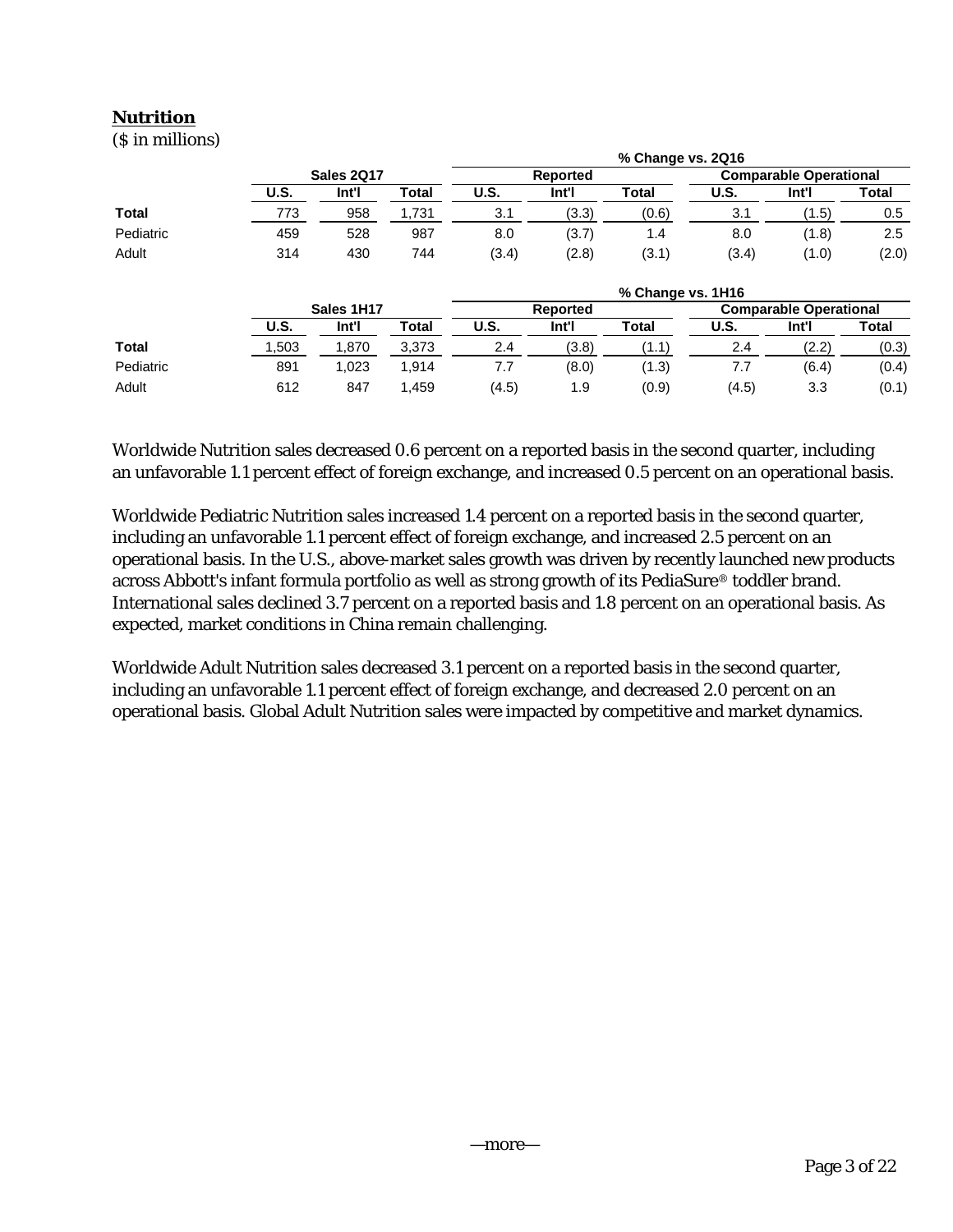## Nutrition

($ in millions)

| | Sales 2Q17 | | | % Change vs. 2Q16 | | | | | |
|---|---|---|---|---|---|---|---|---|---|
| | | | | Reported | | | Comparable Operational | | |
| | U.S. | Int'l | Total | U.S. | Int'l | Total | U.S. | Int'l | Total |
| **Total** | 773 | 958 | 1,731 | 3.1 | (3.3) | (0.6) | 3.1 | (1.5) | 0.5 |
| Pediatric | 459 | 528 | 987 | 8.0 | (3.7) | 1.4 | 8.0 | (1.8) | 2.5 |
| Adult | 314 | 430 | 744 | (3.4) | (2.8) | (3.1) | (3.4) | (1.0) | (2.0) |

| | Sales 1H17 | | | % Change vs. 1H16 | | | | | |
|---|---|---|---|---|---|---|---|---|---|
| | | | | Reported | | | Comparable Operational | | |
| | U.S. | Int'l | Total | U.S. | Int'l | Total | U.S. | Int'l | Total |
| **Total** | 1,503 | 1,870 | 3,373 | 2.4 | (3.8) | (1.1) | 2.4 | (2.2) | (0.3) |
| Pediatric | 891 | 1,023 | 1,914 | 7.7 | (8.0) | (1.3) | 7.7 | (6.4) | (0.4) |
| Adult | 612 | 847 | 1,459 | (4.5) | 1.9 | (0.9) | (4.5) | 3.3 | (0.1) |

Worldwide Nutrition sales decreased 0.6 percent on a reported basis in the second quarter, including an unfavorable 1.1 percent effect of foreign exchange, and increased 0.5 percent on an operational basis.

Worldwide Pediatric Nutrition sales increased 1.4 percent on a reported basis in the second quarter, including an unfavorable 1.1 percent effect of foreign exchange, and increased 2.5 percent on an operational basis. In the U.S., above-market sales growth was driven by recently launched new products across Abbott's infant formula portfolio as well as strong growth of its PediaSure® toddler brand. International sales declined 3.7 percent on a reported basis and 1.8 percent on an operational basis. As expected, market conditions in China remain challenging.

Worldwide Adult Nutrition sales decreased 3.1 percent on a reported basis in the second quarter, including an unfavorable 1.1 percent effect of foreign exchange, and decreased 2.0 percent on an operational basis. Global Adult Nutrition sales were impacted by competitive and market dynamics.

—more—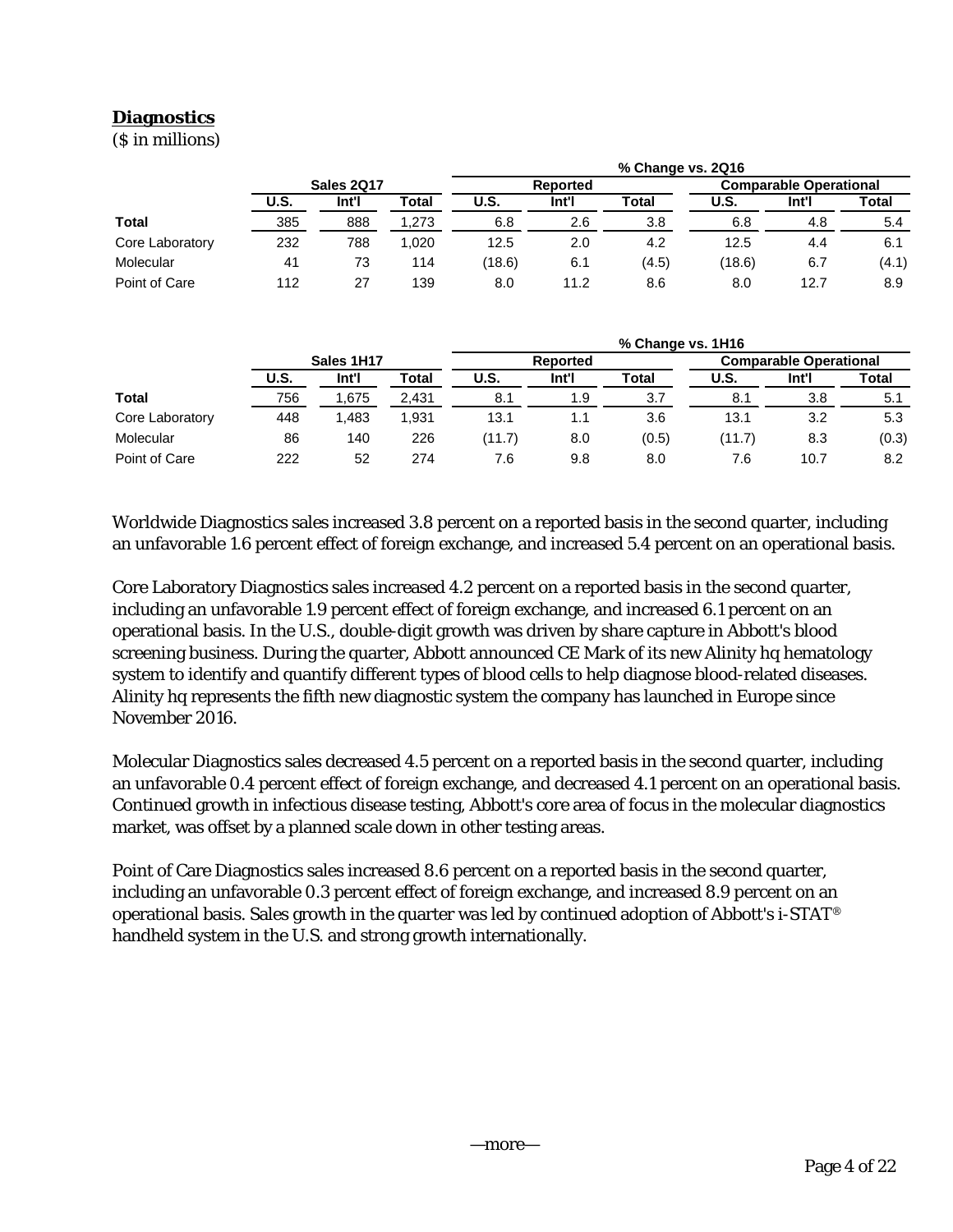## Diagnostics

($ in millions)

| | Sales 2Q17 | | | % Change vs. 2Q16 | | | | | |
|---|---|---|---|---|---|---|---|---|---|
| | | | | Reported | | | Comparable Operational | | |
| | U.S. | Int'l | Total | U.S. | Int'l | Total | U.S. | Int'l | Total |
| **Total** | 385 | 888 | 1,273 | 6.8 | 2.6 | 3.8 | 6.8 | 4.8 | 5.4 |
| Core Laboratory | 232 | 788 | 1,020 | 12.5 | 2.0 | 4.2 | 12.5 | 4.4 | 6.1 |
| Molecular | 41 | 73 | 114 | (18.6) | 6.1 | (4.5) | (18.6) | 6.7 | (4.1) |
| Point of Care | 112 | 27 | 139 | 8.0 | 11.2 | 8.6 | 8.0 | 12.7 | 8.9 |

| | Sales 1H17 | | | % Change vs. 1H16 | | | | | |
|---|---|---|---|---|---|---|---|---|---|
| | | | | Reported | | | Comparable Operational | | |
| | U.S. | Int'l | Total | U.S. | Int'l | Total | U.S. | Int'l | Total |
| **Total** | 756 | 1,675 | 2,431 | 8.1 | 1.9 | 3.7 | 8.1 | 3.8 | 5.1 |
| Core Laboratory | 448 | 1,483 | 1,931 | 13.1 | 1.1 | 3.6 | 13.1 | 3.2 | 5.3 |
| Molecular | 86 | 140 | 226 | (11.7) | 8.0 | (0.5) | (11.7) | 8.3 | (0.3) |
| Point of Care | 222 | 52 | 274 | 7.6 | 9.8 | 8.0 | 7.6 | 10.7 | 8.2 |

Worldwide Diagnostics sales increased 3.8 percent on a reported basis in the second quarter, including an unfavorable 1.6 percent effect of foreign exchange, and increased 5.4 percent on an operational basis.

Core Laboratory Diagnostics sales increased 4.2 percent on a reported basis in the second quarter, including an unfavorable 1.9 percent effect of foreign exchange, and increased 6.1 percent on an operational basis. In the U.S., double-digit growth was driven by share capture in Abbott's blood screening business. During the quarter, Abbott announced CE Mark of its new Alinity hq hematology system to identify and quantify different types of blood cells to help diagnose blood-related diseases. Alinity hq represents the fifth new diagnostic system the company has launched in Europe since November 2016.

Molecular Diagnostics sales decreased 4.5 percent on a reported basis in the second quarter, including an unfavorable 0.4 percent effect of foreign exchange, and decreased 4.1 percent on an operational basis. Continued growth in infectious disease testing, Abbott's core area of focus in the molecular diagnostics market, was offset by a planned scale down in other testing areas.

Point of Care Diagnostics sales increased 8.6 percent on a reported basis in the second quarter, including an unfavorable 0.3 percent effect of foreign exchange, and increased 8.9 percent on an operational basis. Sales growth in the quarter was led by continued adoption of Abbott's i-STAT® handheld system in the U.S. and strong growth internationally.

—more—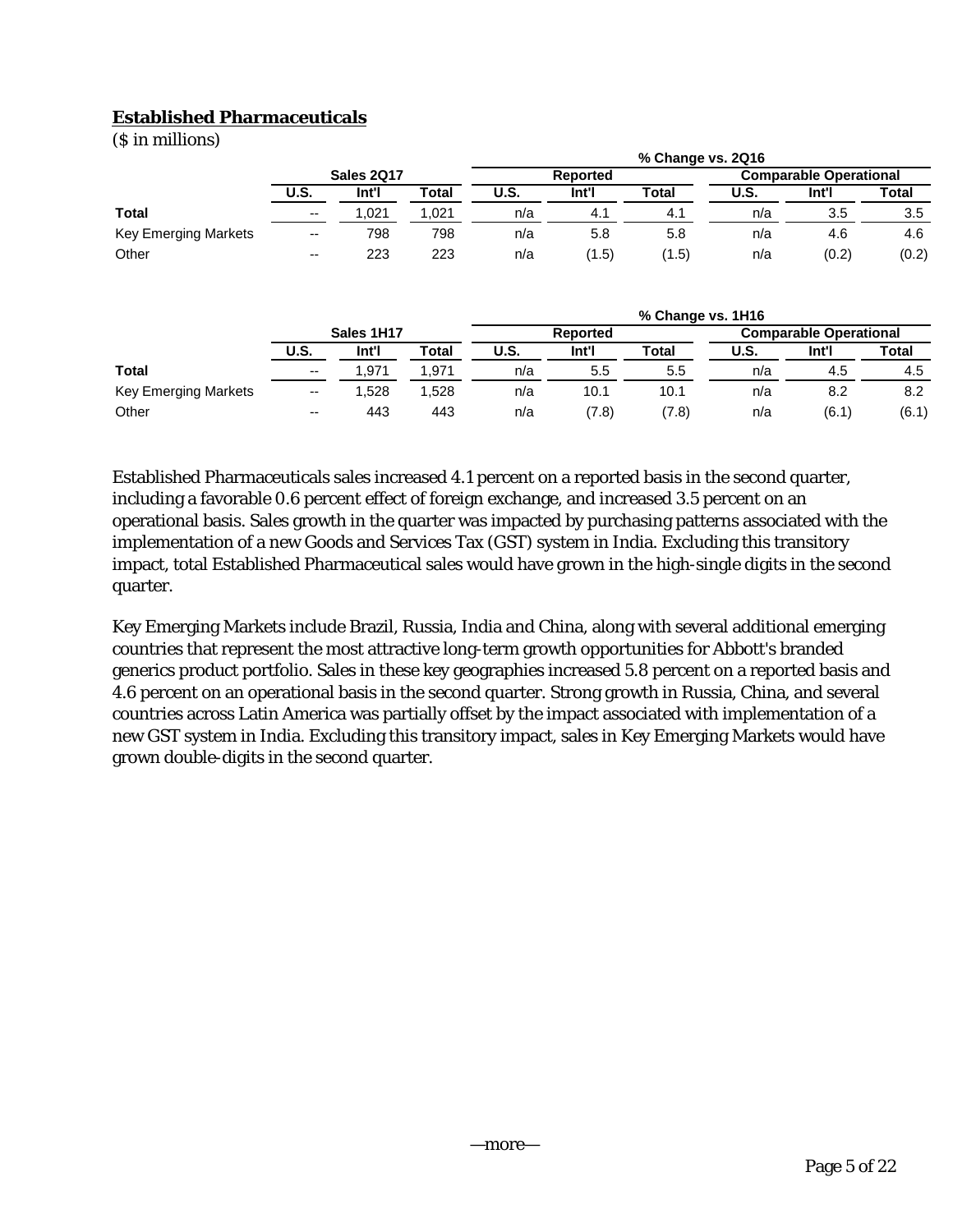## Established Pharmaceuticals

($ in millions)

| | Sales 2Q17 | | | % Change vs. 2Q16 | | | | | |
|---|---|---|---|---|---|---|---|---|---|
| | | | | Reported | | | Comparable Operational | | |
| | U.S. | Int'l | Total | U.S. | Int'l | Total | U.S. | Int'l | Total |
| **Total** | -- | 1,021 | 1,021 | n/a | 4.1 | 4.1 | n/a | 3.5 | 3.5 |
| Key Emerging Markets | -- | 798 | 798 | n/a | 5.8 | 5.8 | n/a | 4.6 | 4.6 |
| Other | -- | 223 | 223 | n/a | (1.5) | (1.5) | n/a | (0.2) | (0.2) |

| | Sales 1H17 | | | % Change vs. 1H16 | | | | | |
|---|---|---|---|---|---|---|---|---|---|
| | | | | Reported | | | Comparable Operational | | |
| | U.S. | Int'l | Total | U.S. | Int'l | Total | U.S. | Int'l | Total |
| **Total** | -- | 1,971 | 1,971 | n/a | 5.5 | 5.5 | n/a | 4.5 | 4.5 |
| Key Emerging Markets | -- | 1,528 | 1,528 | n/a | 10.1 | 10.1 | n/a | 8.2 | 8.2 |
| Other | -- | 443 | 443 | n/a | (7.8) | (7.8) | n/a | (6.1) | (6.1) |

Established Pharmaceuticals sales increased 4.1 percent on a reported basis in the second quarter, including a favorable 0.6 percent effect of foreign exchange, and increased 3.5 percent on an operational basis. Sales growth in the quarter was impacted by purchasing patterns associated with the implementation of a new Goods and Services Tax (GST) system in India. Excluding this transitory impact, total Established Pharmaceutical sales would have grown in the high-single digits in the second quarter.

Key Emerging Markets include Brazil, Russia, India and China, along with several additional emerging countries that represent the most attractive long-term growth opportunities for Abbott's branded generics product portfolio. Sales in these key geographies increased 5.8 percent on a reported basis and 4.6 percent on an operational basis in the second quarter. Strong growth in Russia, China, and several countries across Latin America was partially offset by the impact associated with implementation of a new GST system in India. Excluding this transitory impact, sales in Key Emerging Markets would have grown double-digits in the second quarter.

—more—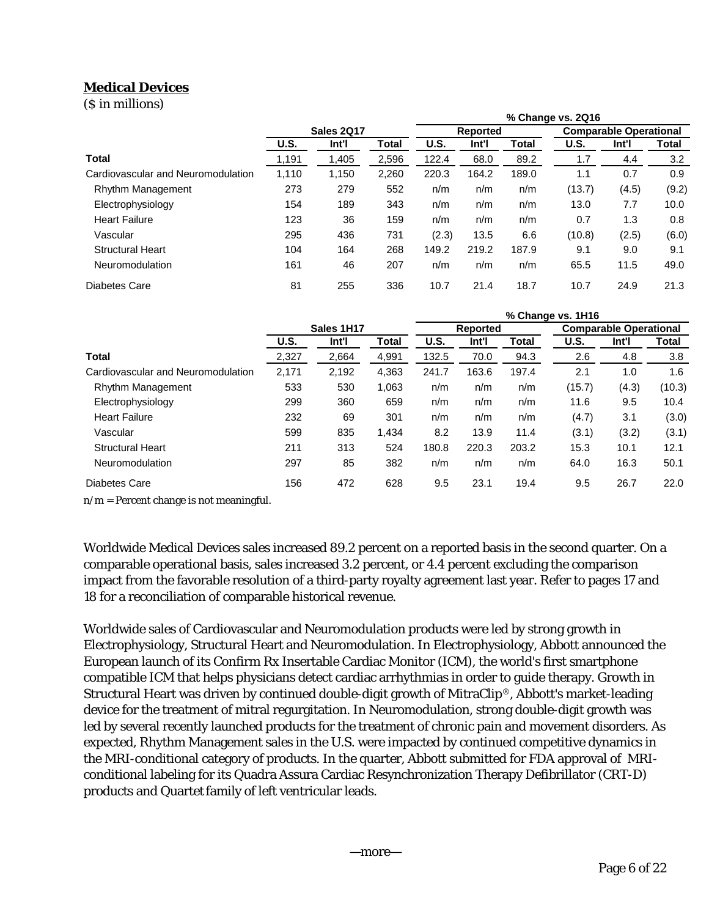## Medical Devices

($ in millions)

| | Sales 2Q17 | | | % Change vs. 2Q16 | | | | | |
|---|---|---|---|---|---|---|---|---|---|
| | | | | Reported | | | Comparable Operational | | |
| | U.S. | Int'l | Total | U.S. | Int'l | Total | U.S. | Int'l | Total |
| **Total** | 1,191 | 1,405 | 2,596 | 122.4 | 68.0 | 89.2 | 1.7 | 4.4 | 3.2 |
| Cardiovascular and Neuromodulation | 1,110 | 1,150 | 2,260 | 220.3 | 164.2 | 189.0 | 1.1 | 0.7 | 0.9 |
| Rhythm Management | 273 | 279 | 552 | n/m | n/m | n/m | (13.7) | (4.5) | (9.2) |
| Electrophysiology | 154 | 189 | 343 | n/m | n/m | n/m | 13.0 | 7.7 | 10.0 |
| Heart Failure | 123 | 36 | 159 | n/m | n/m | n/m | 0.7 | 1.3 | 0.8 |
| Vascular | 295 | 436 | 731 | (2.3) | 13.5 | 6.6 | (10.8) | (2.5) | (6.0) |
| Structural Heart | 104 | 164 | 268 | 149.2 | 219.2 | 187.9 | 9.1 | 9.0 | 9.1 |
| Neuromodulation | 161 | 46 | 207 | n/m | n/m | n/m | 65.5 | 11.5 | 49.0 |
| Diabetes Care | 81 | 255 | 336 | 10.7 | 21.4 | 18.7 | 10.7 | 24.9 | 21.3 |

| | Sales 1H17 | | | % Change vs. 1H16 | | | | | |
|---|---|---|---|---|---|---|---|---|---|
| | | | | Reported | | | Comparable Operational | | |
| | U.S. | Int'l | Total | U.S. | Int'l | Total | U.S. | Int'l | Total |
| **Total** | 2,327 | 2,664 | 4,991 | 132.5 | 70.0 | 94.3 | 2.6 | 4.8 | 3.8 |
| Cardiovascular and Neuromodulation | 2,171 | 2,192 | 4,363 | 241.7 | 163.6 | 197.4 | 2.1 | 1.0 | 1.6 |
| Rhythm Management | 533 | 530 | 1,063 | n/m | n/m | n/m | (15.7) | (4.3) | (10.3) |
| Electrophysiology | 299 | 360 | 659 | n/m | n/m | n/m | 11.6 | 9.5 | 10.4 |
| Heart Failure | 232 | 69 | 301 | n/m | n/m | n/m | (4.7) | 3.1 | (3.0) |
| Vascular | 599 | 835 | 1,434 | 8.2 | 13.9 | 11.4 | (3.1) | (3.2) | (3.1) |
| Structural Heart | 211 | 313 | 524 | 180.8 | 220.3 | 203.2 | 15.3 | 10.1 | 12.1 |
| Neuromodulation | 297 | 85 | 382 | n/m | n/m | n/m | 64.0 | 16.3 | 50.1 |
| Diabetes Care | 156 | 472 | 628 | 9.5 | 23.1 | 19.4 | 9.5 | 26.7 | 22.0 |

n/m = Percent change is not meaningful.

Worldwide Medical Devices sales increased 89.2 percent on a reported basis in the second quarter. On a comparable operational basis, sales increased 3.2 percent, or 4.4 percent excluding the comparison impact from the favorable resolution of a third-party royalty agreement last year. Refer to pages 17 and 18 for a reconciliation of comparable historical revenue.

Worldwide sales of Cardiovascular and Neuromodulation products were led by strong growth in Electrophysiology, Structural Heart and Neuromodulation. In Electrophysiology, Abbott announced the European launch of its Confirm Rx Insertable Cardiac Monitor (ICM), the world's first smartphone compatible ICM that helps physicians detect cardiac arrhythmias in order to guide therapy. Growth in Structural Heart was driven by continued double-digit growth of MitraClip®, Abbott's market-leading device for the treatment of mitral regurgitation. In Neuromodulation, strong double-digit growth was led by several recently launched products for the treatment of chronic pain and movement disorders. As expected, Rhythm Management sales in the U.S. were impacted by continued competitive dynamics in the MRI-conditional category of products. In the quarter, Abbott submitted for FDA approval of MRI-conditional labeling for its Quadra Assura Cardiac Resynchronization Therapy Defibrillator (CRT-D) products and Quartet family of left ventricular leads.

—more—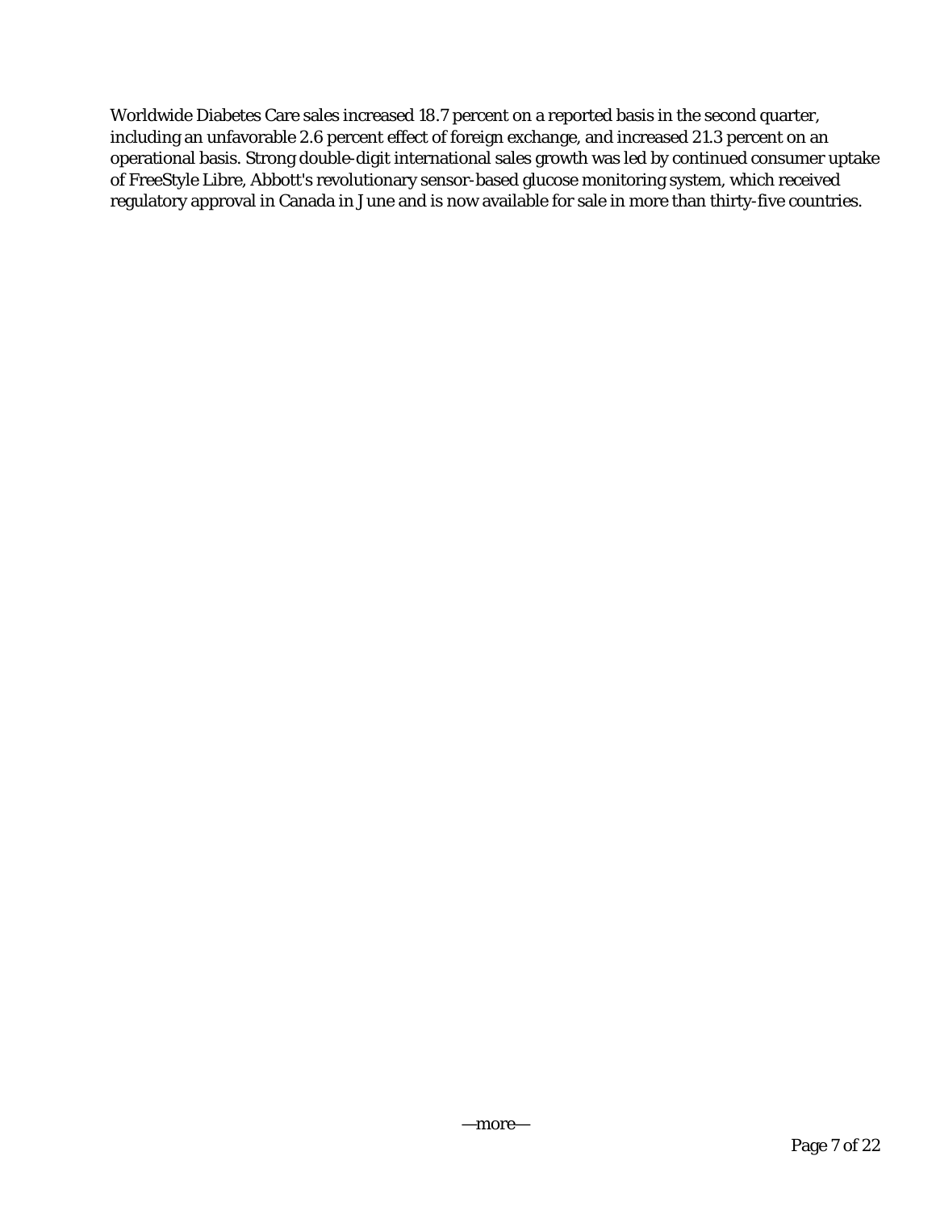Worldwide Diabetes Care sales increased 18.7 percent on a reported basis in the second quarter, including an unfavorable 2.6 percent effect of foreign exchange, and increased 21.3 percent on an operational basis. Strong double-digit international sales growth was led by continued consumer uptake of FreeStyle Libre, Abbott's revolutionary sensor-based glucose monitoring system, which received regulatory approval in Canada in June and is now available for sale in more than thirty-five countries.

—more—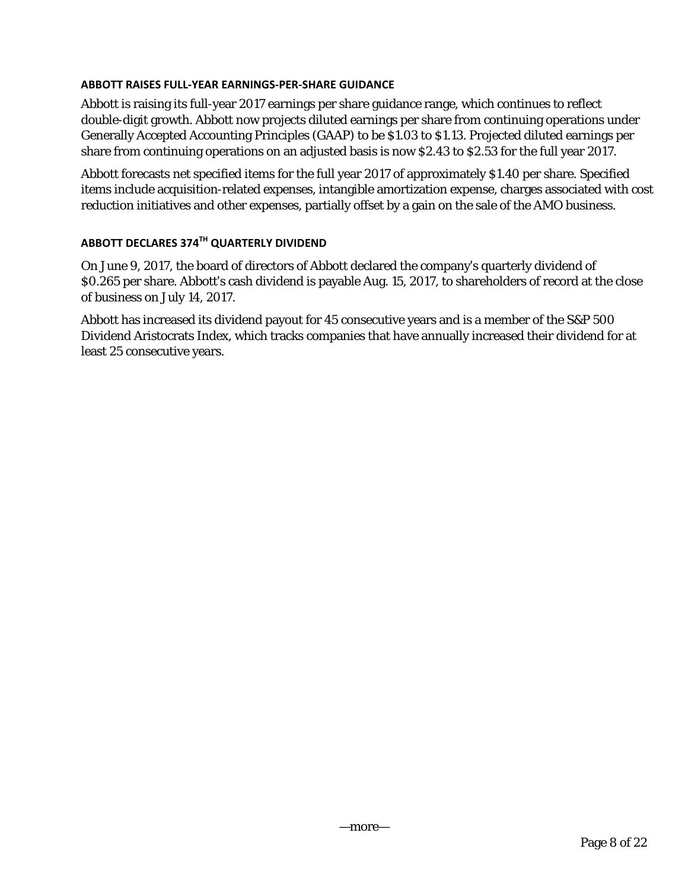## ABBOTT RAISES FULL-YEAR EARNINGS-PER-SHARE GUIDANCE

Abbott is raising its full-year 2017 earnings per share guidance range, which continues to reflect double-digit growth. Abbott now projects diluted earnings per share from continuing operations under Generally Accepted Accounting Principles (GAAP) to be $1.03 to $1.13. Projected diluted earnings per share from continuing operations on an adjusted basis is now $2.43 to $2.53 for the full year 2017.

Abbott forecasts net specified items for the full year 2017 of approximately $1.40 per share. Specified items include acquisition-related expenses, intangible amortization expense, charges associated with cost reduction initiatives and other expenses, partially offset by a gain on the sale of the AMO business.

## ABBOTT DECLARES 374TH QUARTERLY DIVIDEND

On June 9, 2017, the board of directors of Abbott declared the company's quarterly dividend of $0.265 per share. Abbott's cash dividend is payable Aug. 15, 2017, to shareholders of record at the close of business on July 14, 2017.

Abbott has increased its dividend payout for 45 consecutive years and is a member of the S&P 500 Dividend Aristocrats Index, which tracks companies that have annually increased their dividend for at least 25 consecutive years.

—more—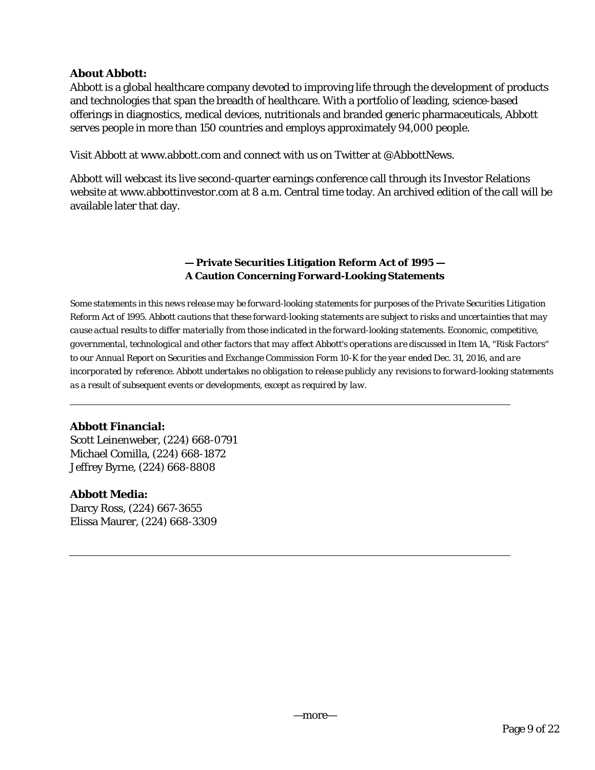**About Abbott:**
Abbott is a global healthcare company devoted to improving life through the development of products and technologies that span the breadth of healthcare. With a portfolio of leading, science-based offerings in diagnostics, medical devices, nutritionals and branded generic pharmaceuticals, Abbott serves people in more than 150 countries and employs approximately 94,000 people.

Visit Abbott at www.abbott.com and connect with us on Twitter at @AbbottNews.

Abbott will webcast its live second-quarter earnings conference call through its Investor Relations website at www.abbottinvestor.com at 8 a.m. Central time today. An archived edition of the call will be available later that day.

**— Private Securities Litigation Reform Act of 1995 —**
**A Caution Concerning Forward-Looking Statements**

*Some statements in this news release may be forward-looking statements for purposes of the Private Securities Litigation Reform Act of 1995. Abbott cautions that these forward-looking statements are subject to risks and uncertainties that may cause actual results to differ materially from those indicated in the forward-looking statements. Economic, competitive, governmental, technological and other factors that may affect Abbott's operations are discussed in Item 1A, "Risk Factors" to our Annual Report on Securities and Exchange Commission Form 10-K for the year ended Dec. 31, 2016, and are incorporated by reference. Abbott undertakes no obligation to release publicly any revisions to forward-looking statements as a result of subsequent events or developments, except as required by law.*

---

**Abbott Financial:**
Scott Leinenweber, (224) 668-0791
Michael Comilla, (224) 668-1872
Jeffrey Byrne, (224) 668-8808

**Abbott Media:**
Darcy Ross, (224) 667-3655
Elissa Maurer, (224) 668-3309

---

—more—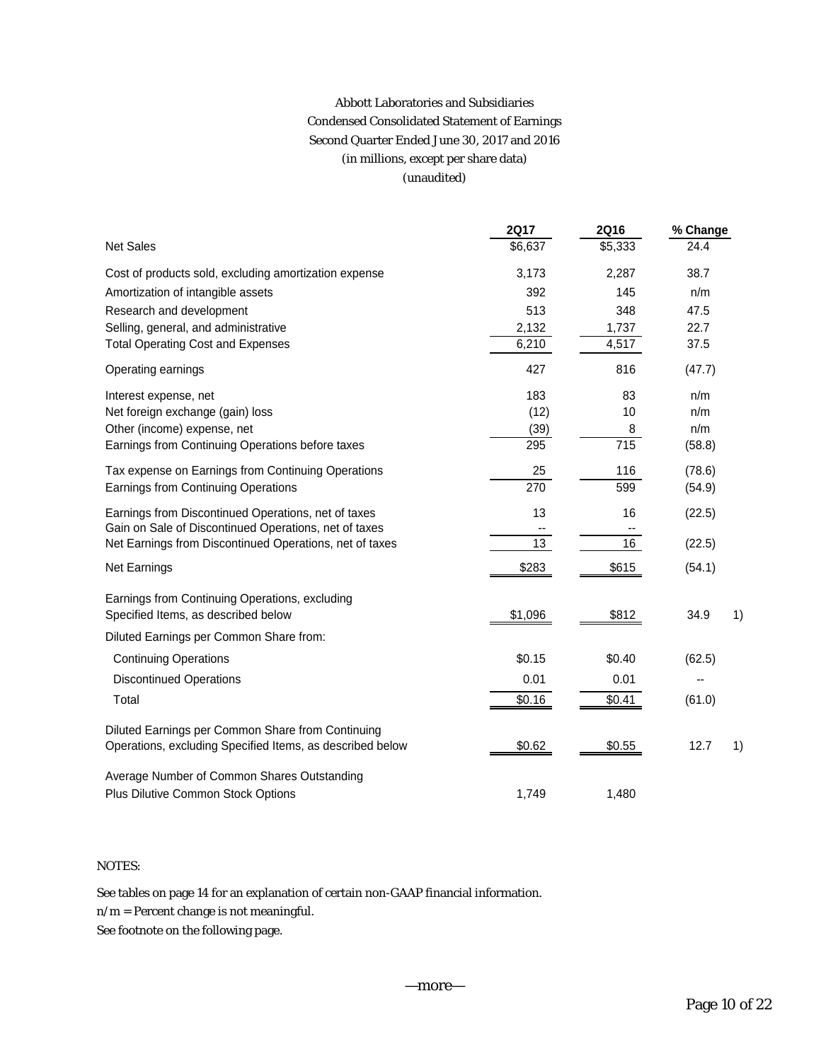Abbott Laboratories and Subsidiaries
Condensed Consolidated Statement of Earnings
Second Quarter Ended June 30, 2017 and 2016
(in millions, except per share data)
(unaudited)

| | 2Q17 | 2Q16 | % Change | |
|---|---|---|---|---|
| Net Sales | $6,637 | $5,333 | 24.4 | |
| Cost of products sold, excluding amortization expense | 3,173 | 2,287 | 38.7 | |
| Amortization of intangible assets | 392 | 145 | n/m | |
| Research and development | 513 | 348 | 47.5 | |
| Selling, general, and administrative | 2,132 | 1,737 | 22.7 | |
| Total Operating Cost and Expenses | 6,210 | 4,517 | 37.5 | |
| Operating earnings | 427 | 816 | (47.7) | |
| Interest expense, net | 183 | 83 | n/m | |
| Net foreign exchange (gain) loss | (12) | 10 | n/m | |
| Other (income) expense, net | (39) | 8 | n/m | |
| Earnings from Continuing Operations before taxes | 295 | 715 | (58.8) | |
| Tax expense on Earnings from Continuing Operations | 25 | 116 | (78.6) | |
| Earnings from Continuing Operations | 270 | 599 | (54.9) | |
| Earnings from Discontinued Operations, net of taxes | 13 | 16 | (22.5) | |
| Gain on Sale of Discontinued Operations, net of taxes | -- | -- | | |
| Net Earnings from Discontinued Operations, net of taxes | 13 | 16 | (22.5) | |
| Net Earnings | $283 | $615 | (54.1) | |
| Earnings from Continuing Operations, excluding Specified Items, as described below | $1,096 | $812 | 34.9 | 1) |
| Diluted Earnings per Common Share from: | | | | |
| Continuing Operations | $0.15 | $0.40 | (62.5) | |
| Discontinued Operations | 0.01 | 0.01 | -- | |
| Total | $0.16 | $0.41 | (61.0) | |
| Diluted Earnings per Common Share from Continuing Operations, excluding Specified Items, as described below | $0.62 | $0.55 | 12.7 | 1) |
| Average Number of Common Shares Outstanding Plus Dilutive Common Stock Options | 1,749 | 1,480 | | |

NOTES:

See tables on page 14 for an explanation of certain non-GAAP financial information.
n/m = Percent change is not meaningful.
See footnote on the following page.

—more—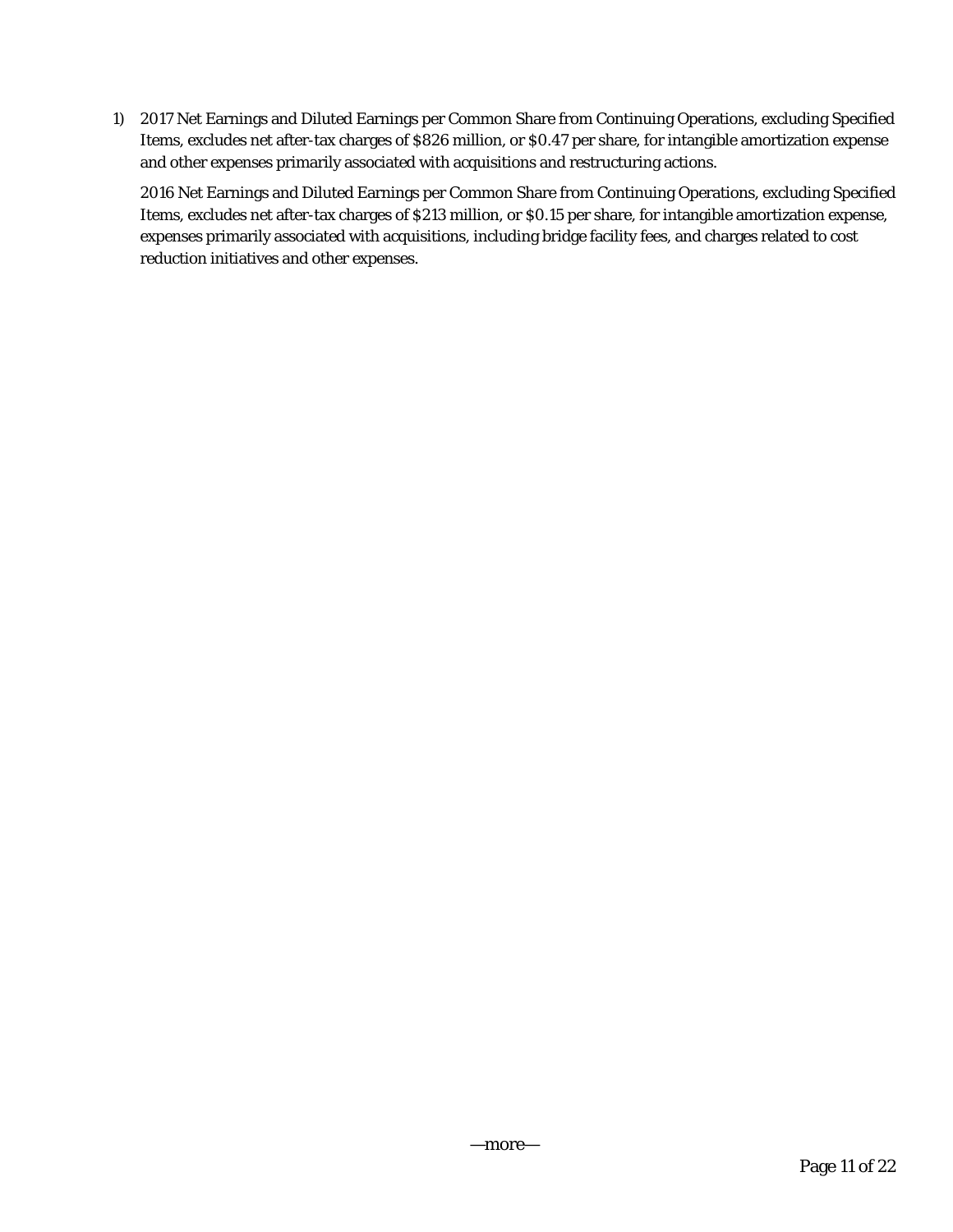1) 2017 Net Earnings and Diluted Earnings per Common Share from Continuing Operations, excluding Specified Items, excludes net after-tax charges of $826 million, or $0.47 per share, for intangible amortization expense and other expenses primarily associated with acquisitions and restructuring actions.

   2016 Net Earnings and Diluted Earnings per Common Share from Continuing Operations, excluding Specified Items, excludes net after-tax charges of $213 million, or $0.15 per share, for intangible amortization expense, expenses primarily associated with acquisitions, including bridge facility fees, and charges related to cost reduction initiatives and other expenses.

—more—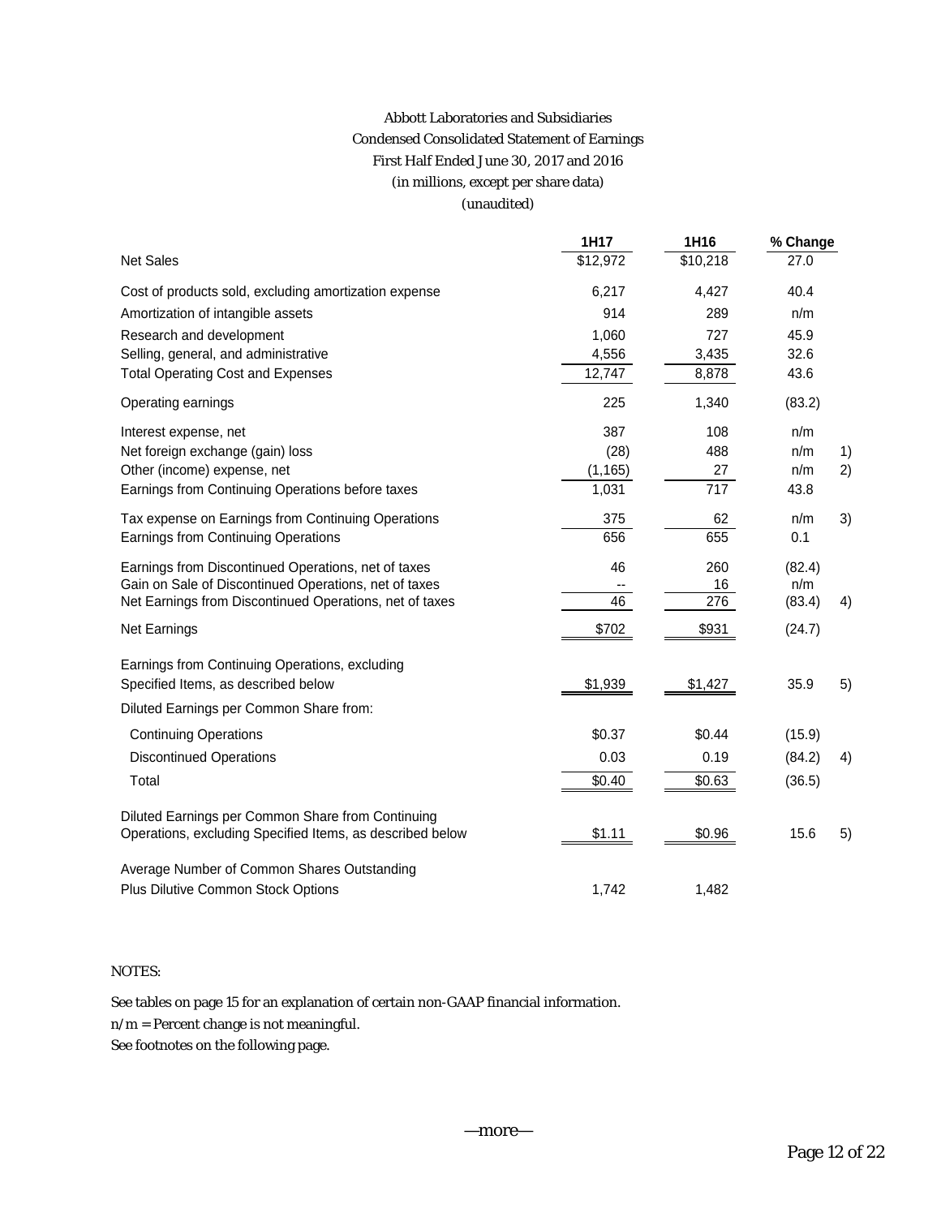Abbott Laboratories and Subsidiaries
Condensed Consolidated Statement of Earnings
First Half Ended June 30, 2017 and 2016
(in millions, except per share data)
(unaudited)

| | 1H17 | 1H16 | % Change | |
|---|---|---|---|---|
| Net Sales | $12,972 | $10,218 | 27.0 | |
| Cost of products sold, excluding amortization expense | 6,217 | 4,427 | 40.4 | |
| Amortization of intangible assets | 914 | 289 | n/m | |
| Research and development | 1,060 | 727 | 45.9 | |
| Selling, general, and administrative | 4,556 | 3,435 | 32.6 | |
| Total Operating Cost and Expenses | 12,747 | 8,878 | 43.6 | |
| Operating earnings | 225 | 1,340 | (83.2) | |
| Interest expense, net | 387 | 108 | n/m | |
| Net foreign exchange (gain) loss | (28) | 488 | n/m | 1) |
| Other (income) expense, net | (1,165) | 27 | n/m | 2) |
| Earnings from Continuing Operations before taxes | 1,031 | 717 | 43.8 | |
| Tax expense on Earnings from Continuing Operations | 375 | 62 | n/m | 3) |
| Earnings from Continuing Operations | 656 | 655 | 0.1 | |
| Earnings from Discontinued Operations, net of taxes | 46 | 260 | (82.4) | |
| Gain on Sale of Discontinued Operations, net of taxes | -- | 16 | n/m | |
| Net Earnings from Discontinued Operations, net of taxes | 46 | 276 | (83.4) | 4) |
| Net Earnings | $702 | $931 | (24.7) | |
| Earnings from Continuing Operations, excluding Specified Items, as described below | $1,939 | $1,427 | 35.9 | 5) |
| Diluted Earnings per Common Share from: | | | | |
| Continuing Operations | $0.37 | $0.44 | (15.9) | |
| Discontinued Operations | 0.03 | 0.19 | (84.2) | 4) |
| Total | $0.40 | $0.63 | (36.5) | |
| Diluted Earnings per Common Share from Continuing Operations, excluding Specified Items, as described below | $1.11 | $0.96 | 15.6 | 5) |
| Average Number of Common Shares Outstanding Plus Dilutive Common Stock Options | 1,742 | 1,482 | | |

NOTES:

See tables on page 15 for an explanation of certain non-GAAP financial information.

n/m = Percent change is not meaningful.

See footnotes on the following page.

—more—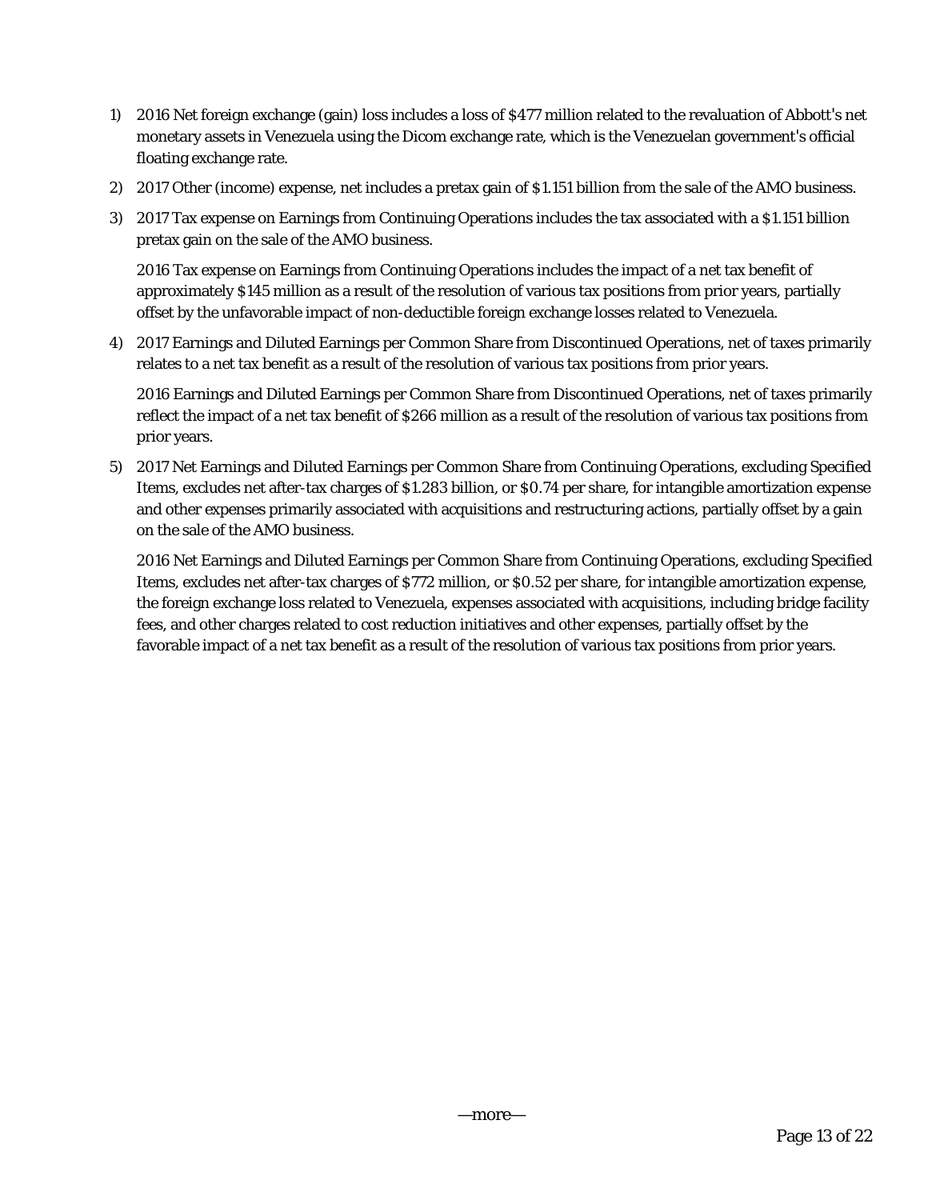1) 2016 Net foreign exchange (gain) loss includes a loss of $477 million related to the revaluation of Abbott's net monetary assets in Venezuela using the Dicom exchange rate, which is the Venezuelan government's official floating exchange rate.

2) 2017 Other (income) expense, net includes a pretax gain of $1.151 billion from the sale of the AMO business.

3) 2017 Tax expense on Earnings from Continuing Operations includes the tax associated with a $1.151 billion pretax gain on the sale of the AMO business.

   2016 Tax expense on Earnings from Continuing Operations includes the impact of a net tax benefit of approximately $145 million as a result of the resolution of various tax positions from prior years, partially offset by the unfavorable impact of non-deductible foreign exchange losses related to Venezuela.

4) 2017 Earnings and Diluted Earnings per Common Share from Discontinued Operations, net of taxes primarily relates to a net tax benefit as a result of the resolution of various tax positions from prior years.

   2016 Earnings and Diluted Earnings per Common Share from Discontinued Operations, net of taxes primarily reflect the impact of a net tax benefit of $266 million as a result of the resolution of various tax positions from prior years.

5) 2017 Net Earnings and Diluted Earnings per Common Share from Continuing Operations, excluding Specified Items, excludes net after-tax charges of $1.283 billion, or $0.74 per share, for intangible amortization expense and other expenses primarily associated with acquisitions and restructuring actions, partially offset by a gain on the sale of the AMO business.

   2016 Net Earnings and Diluted Earnings per Common Share from Continuing Operations, excluding Specified Items, excludes net after-tax charges of $772 million, or $0.52 per share, for intangible amortization expense, the foreign exchange loss related to Venezuela, expenses associated with acquisitions, including bridge facility fees, and other charges related to cost reduction initiatives and other expenses, partially offset by the favorable impact of a net tax benefit as a result of the resolution of various tax positions from prior years.

—more—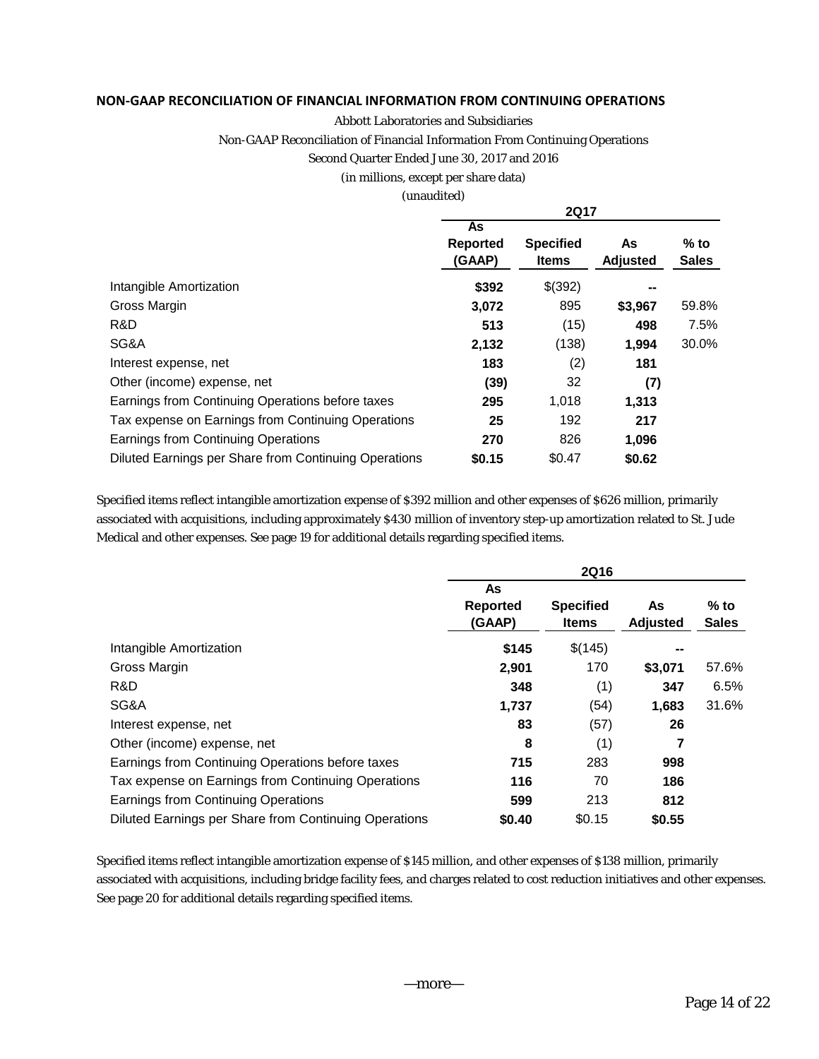## NON-GAAP RECONCILIATION OF FINANCIAL INFORMATION FROM CONTINUING OPERATIONS

Abbott Laboratories and Subsidiaries

Non-GAAP Reconciliation of Financial Information From Continuing Operations

Second Quarter Ended June 30, 2017 and 2016

(in millions, except per share data)

(unaudited)

| | 2Q17 | | | |
|---|---|---|---|---|
| | **As Reported (GAAP)** | **Specified Items** | **As Adjusted** | **% to Sales** |
| Intangible Amortization | **$392** | $(392) | **--** | |
| Gross Margin | **3,072** | 895 | **$3,967** | 59.8% |
| R&D | **513** | (15) | **498** | 7.5% |
| SG&A | **2,132** | (138) | **1,994** | 30.0% |
| Interest expense, net | **183** | (2) | **181** | |
| Other (income) expense, net | **(39)** | 32 | **(7)** | |
| Earnings from Continuing Operations before taxes | **295** | 1,018 | **1,313** | |
| Tax expense on Earnings from Continuing Operations | **25** | 192 | **217** | |
| Earnings from Continuing Operations | **270** | 826 | **1,096** | |
| Diluted Earnings per Share from Continuing Operations | **$0.15** | $0.47 | **$0.62** | |

Specified items reflect intangible amortization expense of $392 million and other expenses of $626 million, primarily associated with acquisitions, including approximately $430 million of inventory step-up amortization related to St. Jude Medical and other expenses. See page 19 for additional details regarding specified items.

| | 2Q16 | | | |
|---|---|---|---|---|
| | **As Reported (GAAP)** | **Specified Items** | **As Adjusted** | **% to Sales** |
| Intangible Amortization | **$145** | $(145) | **--** | |
| Gross Margin | **2,901** | 170 | **$3,071** | 57.6% |
| R&D | **348** | (1) | **347** | 6.5% |
| SG&A | **1,737** | (54) | **1,683** | 31.6% |
| Interest expense, net | **83** | (57) | **26** | |
| Other (income) expense, net | **8** | (1) | **7** | |
| Earnings from Continuing Operations before taxes | **715** | 283 | **998** | |
| Tax expense on Earnings from Continuing Operations | **116** | 70 | **186** | |
| Earnings from Continuing Operations | **599** | 213 | **812** | |
| Diluted Earnings per Share from Continuing Operations | **$0.40** | $0.15 | **$0.55** | |

Specified items reflect intangible amortization expense of $145 million, and other expenses of $138 million, primarily associated with acquisitions, including bridge facility fees, and charges related to cost reduction initiatives and other expenses. See page 20 for additional details regarding specified items.

—more—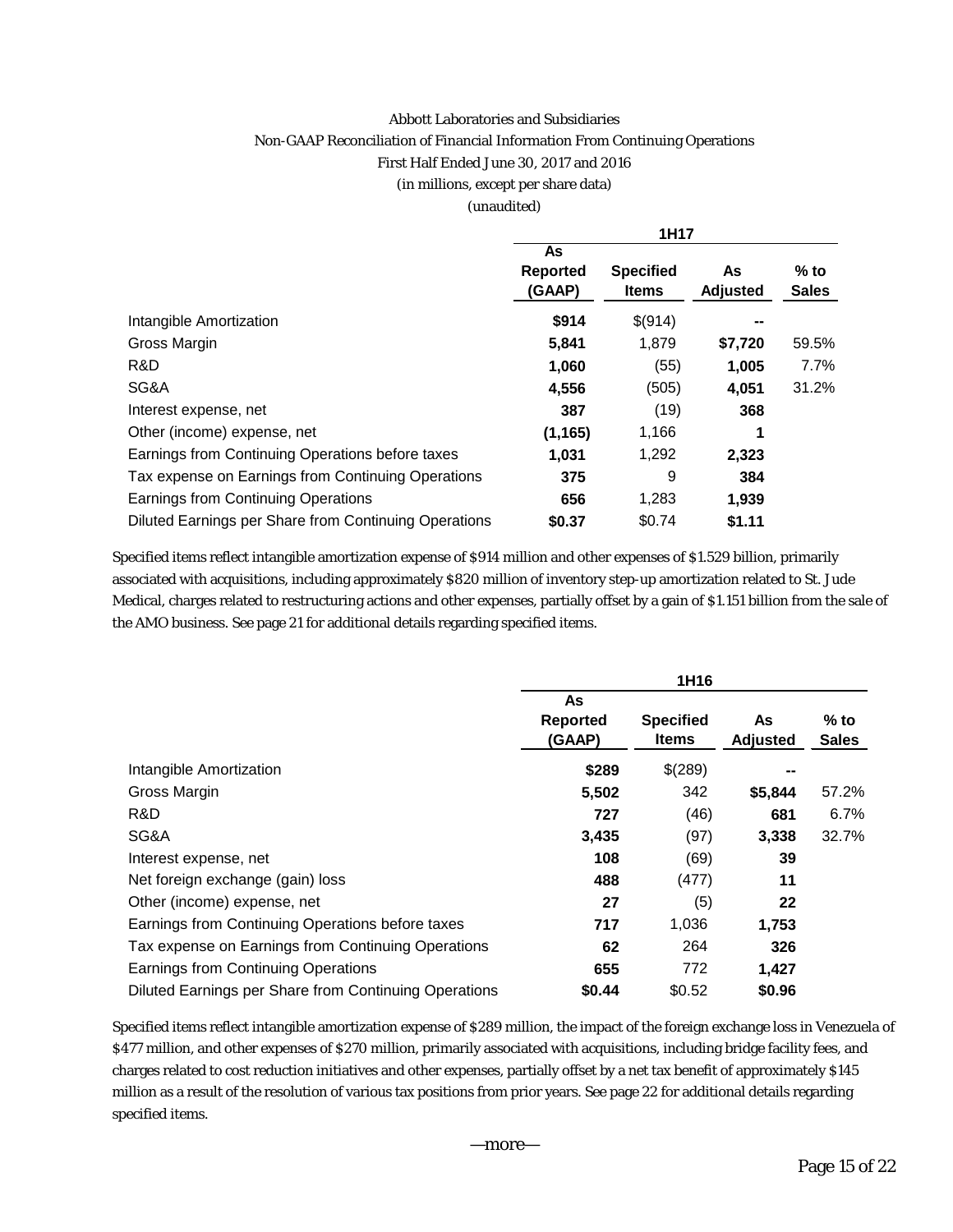Abbott Laboratories and Subsidiaries

Non-GAAP Reconciliation of Financial Information From Continuing Operations

First Half Ended June 30, 2017 and 2016

(in millions, except per share data)

(unaudited)

| | 1H17 | | | |
|---|---|---|---|---|
| | **As Reported (GAAP)** | **Specified Items** | **As Adjusted** | **% to Sales** |
| Intangible Amortization | **$914** | $(914) | **--** | |
| Gross Margin | **5,841** | 1,879 | **$7,720** | 59.5% |
| R&D | **1,060** | (55) | **1,005** | 7.7% |
| SG&A | **4,556** | (505) | **4,051** | 31.2% |
| Interest expense, net | **387** | (19) | **368** | |
| Other (income) expense, net | **(1,165)** | 1,166 | **1** | |
| Earnings from Continuing Operations before taxes | **1,031** | 1,292 | **2,323** | |
| Tax expense on Earnings from Continuing Operations | **375** | 9 | **384** | |
| Earnings from Continuing Operations | **656** | 1,283 | **1,939** | |
| Diluted Earnings per Share from Continuing Operations | **$0.37** | $0.74 | **$1.11** | |

Specified items reflect intangible amortization expense of $914 million and other expenses of $1.529 billion, primarily associated with acquisitions, including approximately $820 million of inventory step-up amortization related to St. Jude Medical, charges related to restructuring actions and other expenses, partially offset by a gain of $1.151 billion from the sale of the AMO business. See page 21 for additional details regarding specified items.

| | 1H16 | | | |
|---|---|---|---|---|
| | **As Reported (GAAP)** | **Specified Items** | **As Adjusted** | **% to Sales** |
| Intangible Amortization | **$289** | $(289) | **--** | |
| Gross Margin | **5,502** | 342 | **$5,844** | 57.2% |
| R&D | **727** | (46) | **681** | 6.7% |
| SG&A | **3,435** | (97) | **3,338** | 32.7% |
| Interest expense, net | **108** | (69) | **39** | |
| Net foreign exchange (gain) loss | **488** | (477) | **11** | |
| Other (income) expense, net | **27** | (5) | **22** | |
| Earnings from Continuing Operations before taxes | **717** | 1,036 | **1,753** | |
| Tax expense on Earnings from Continuing Operations | **62** | 264 | **326** | |
| Earnings from Continuing Operations | **655** | 772 | **1,427** | |
| Diluted Earnings per Share from Continuing Operations | **$0.44** | $0.52 | **$0.96** | |

Specified items reflect intangible amortization expense of $289 million, the impact of the foreign exchange loss in Venezuela of $477 million, and other expenses of $270 million, primarily associated with acquisitions, including bridge facility fees, and charges related to cost reduction initiatives and other expenses, partially offset by a net tax benefit of approximately $145 million as a result of the resolution of various tax positions from prior years. See page 22 for additional details regarding specified items.

—more—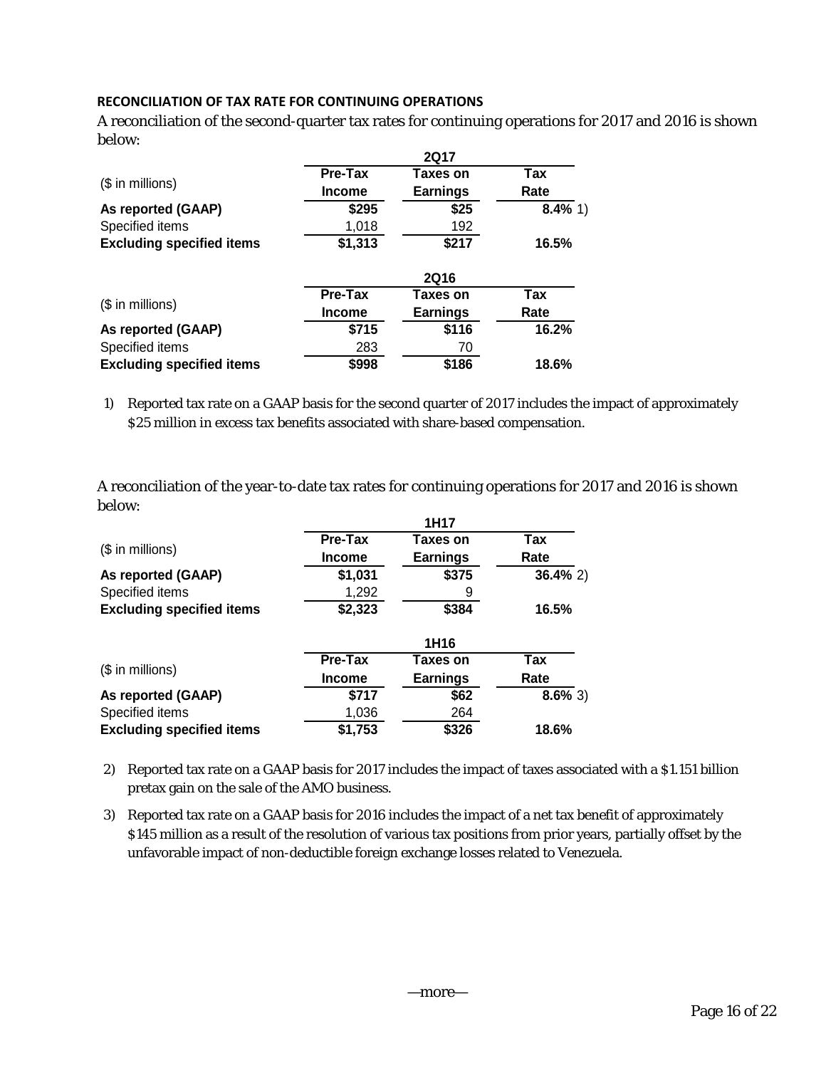**RECONCILIATION OF TAX RATE FOR CONTINUING OPERATIONS**

A reconciliation of the second-quarter tax rates for continuing operations for 2017 and 2016 is shown below:

| ($ in millions) | 2Q17 Pre-Tax Income | 2Q17 Taxes on Earnings | 2Q17 Tax Rate |
|---|---|---|---|
| **As reported (GAAP)** | **$295** | **$25** | **8.4%** 1) |
| Specified items | 1,018 | 192 | |
| **Excluding specified items** | **$1,313** | **$217** | **16.5%** |

| ($ in millions) | 2Q16 Pre-Tax Income | 2Q16 Taxes on Earnings | 2Q16 Tax Rate |
|---|---|---|---|
| **As reported (GAAP)** | **$715** | **$116** | **16.2%** |
| Specified items | 283 | 70 | |
| **Excluding specified items** | **$998** | **$186** | **18.6%** |

1) Reported tax rate on a GAAP basis for the second quarter of 2017 includes the impact of approximately $25 million in excess tax benefits associated with share-based compensation.

A reconciliation of the year-to-date tax rates for continuing operations for 2017 and 2016 is shown below:

| ($ in millions) | 1H17 Pre-Tax Income | 1H17 Taxes on Earnings | 1H17 Tax Rate |
|---|---|---|---|
| **As reported (GAAP)** | **$1,031** | **$375** | **36.4%** 2) |
| Specified items | 1,292 | 9 | |
| **Excluding specified items** | **$2,323** | **$384** | **16.5%** |

| ($ in millions) | 1H16 Pre-Tax Income | 1H16 Taxes on Earnings | 1H16 Tax Rate |
|---|---|---|---|
| **As reported (GAAP)** | **$717** | **$62** | **8.6%** 3) |
| Specified items | 1,036 | 264 | |
| **Excluding specified items** | **$1,753** | **$326** | **18.6%** |

2) Reported tax rate on a GAAP basis for 2017 includes the impact of taxes associated with a $1.151 billion pretax gain on the sale of the AMO business.

3) Reported tax rate on a GAAP basis for 2016 includes the impact of a net tax benefit of approximately $145 million as a result of the resolution of various tax positions from prior years, partially offset by the unfavorable impact of non-deductible foreign exchange losses related to Venezuela.

—more—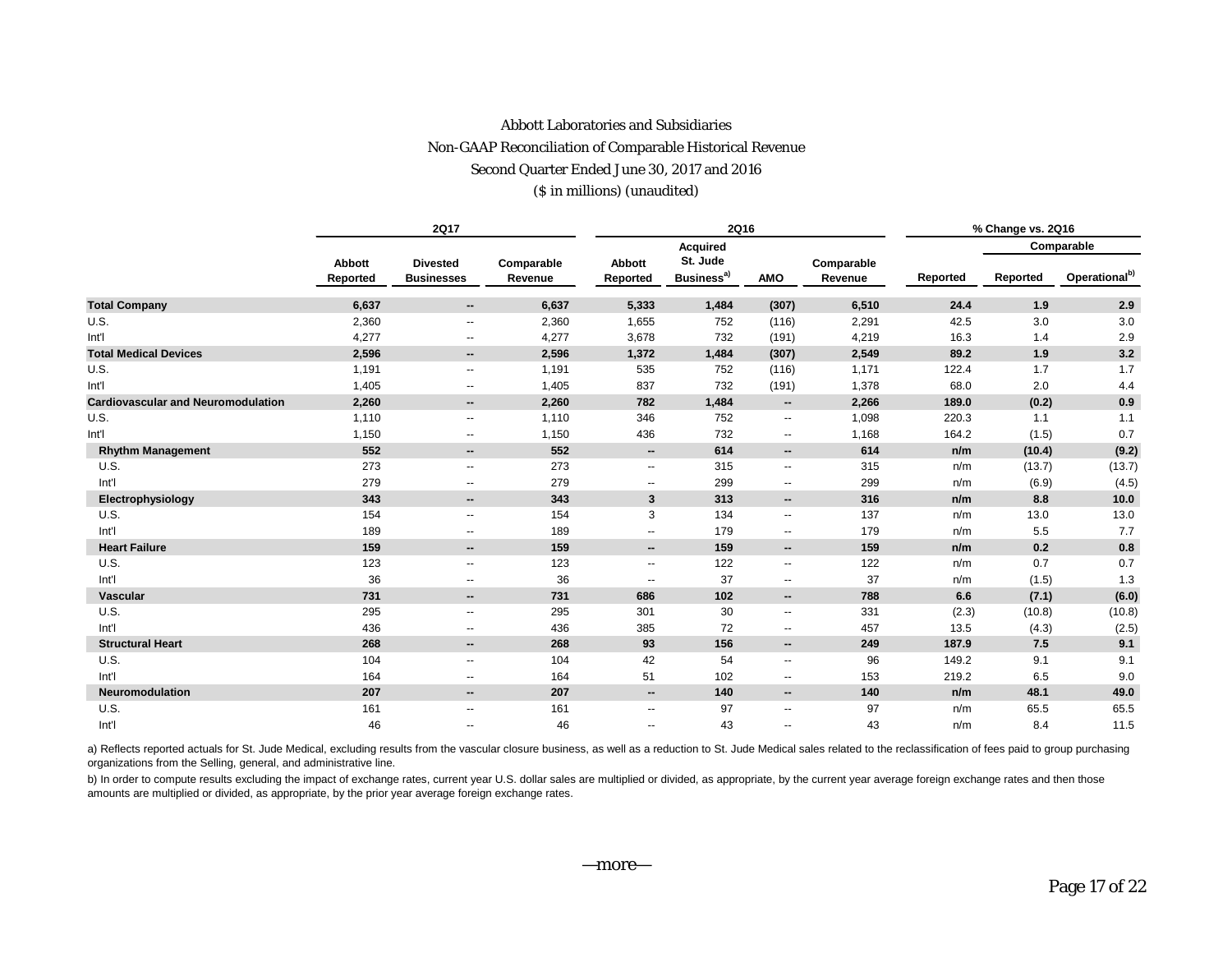# Abbott Laboratories and Subsidiaries

## Non-GAAP Reconciliation of Comparable Historical Revenue

### Second Quarter Ended June 30, 2017 and 2016

### ($ in millions) (unaudited)

| | 2Q17 | | | 2Q16 | | | | % Change vs. 2Q16 | | |
|---|---|---|---|---|---|---|---|---|---|---|
| | | | | | | | | | Comparable | |
| | Abbott Reported | Divested Businesses | Comparable Revenue | Abbott Reported | Acquired St. Jude Business[a] | AMO | Comparable Revenue | Reported | Reported | Operational[b] |
| **Total Company** | **6,637** | **--** | **6,637** | **5,333** | **1,484** | **(307)** | **6,510** | **24.4** | **1.9** | **2.9** |
| U.S. | 2,360 | -- | 2,360 | 1,655 | 752 | (116) | 2,291 | 42.5 | 3.0 | 3.0 |
| Int'l | 4,277 | -- | 4,277 | 3,678 | 732 | (191) | 4,219 | 16.3 | 1.4 | 2.9 |
| **Total Medical Devices** | **2,596** | **--** | **2,596** | **1,372** | **1,484** | **(307)** | **2,549** | **89.2** | **1.9** | **3.2** |
| U.S. | 1,191 | -- | 1,191 | 535 | 752 | (116) | 1,171 | 122.4 | 1.7 | 1.7 |
| Int'l | 1,405 | -- | 1,405 | 837 | 732 | (191) | 1,378 | 68.0 | 2.0 | 4.4 |
| **Cardiovascular and Neuromodulation** | **2,260** | **--** | **2,260** | **782** | **1,484** | **--** | **2,266** | **189.0** | **(0.2)** | **0.9** |
| U.S. | 1,110 | -- | 1,110 | 346 | 752 | -- | 1,098 | 220.3 | 1.1 | 1.1 |
| Int'l | 1,150 | -- | 1,150 | 436 | 732 | -- | 1,168 | 164.2 | (1.5) | 0.7 |
| **Rhythm Management** | **552** | **--** | **552** | **--** | **614** | **--** | **614** | **n/m** | **(10.4)** | **(9.2)** |
| U.S. | 273 | -- | 273 | -- | 315 | -- | 315 | n/m | (13.7) | (13.7) |
| Int'l | 279 | -- | 279 | -- | 299 | -- | 299 | n/m | (6.9) | (4.5) |
| **Electrophysiology** | **343** | **--** | **343** | **3** | **313** | **--** | **316** | **n/m** | **8.8** | **10.0** |
| U.S. | 154 | -- | 154 | 3 | 134 | -- | 137 | n/m | 13.0 | 13.0 |
| Int'l | 189 | -- | 189 | -- | 179 | -- | 179 | n/m | 5.5 | 7.7 |
| **Heart Failure** | **159** | **--** | **159** | **--** | **159** | **--** | **159** | **n/m** | **0.2** | **0.8** |
| U.S. | 123 | -- | 123 | -- | 122 | -- | 122 | n/m | 0.7 | 0.7 |
| Int'l | 36 | -- | 36 | -- | 37 | -- | 37 | n/m | (1.5) | 1.3 |
| **Vascular** | **731** | **--** | **731** | **686** | **102** | **--** | **788** | **6.6** | **(7.1)** | **(6.0)** |
| U.S. | 295 | -- | 295 | 301 | 30 | -- | 331 | (2.3) | (10.8) | (10.8) |
| Int'l | 436 | -- | 436 | 385 | 72 | -- | 457 | 13.5 | (4.3) | (2.5) |
| **Structural Heart** | **268** | **--** | **268** | **93** | **156** | **--** | **249** | **187.9** | **7.5** | **9.1** |
| U.S. | 104 | -- | 104 | 42 | 54 | -- | 96 | 149.2 | 9.1 | 9.1 |
| Int'l | 164 | -- | 164 | 51 | 102 | -- | 153 | 219.2 | 6.5 | 9.0 |
| **Neuromodulation** | **207** | **--** | **207** | **--** | **140** | **--** | **140** | **n/m** | **48.1** | **49.0** |
| U.S. | 161 | -- | 161 | -- | 97 | -- | 97 | n/m | 65.5 | 65.5 |
| Int'l | 46 | -- | 46 | -- | 43 | -- | 43 | n/m | 8.4 | 11.5 |

a) Reflects reported actuals for St. Jude Medical, excluding results from the vascular closure business, as well as a reduction to St. Jude Medical sales related to the reclassification of fees paid to group purchasing organizations from the Selling, general, and administrative line.

b) In order to compute results excluding the impact of exchange rates, current year U.S. dollar sales are multiplied or divided, as appropriate, by the current year average foreign exchange rates and then those amounts are multiplied or divided, as appropriate, by the prior year average foreign exchange rates.

—more—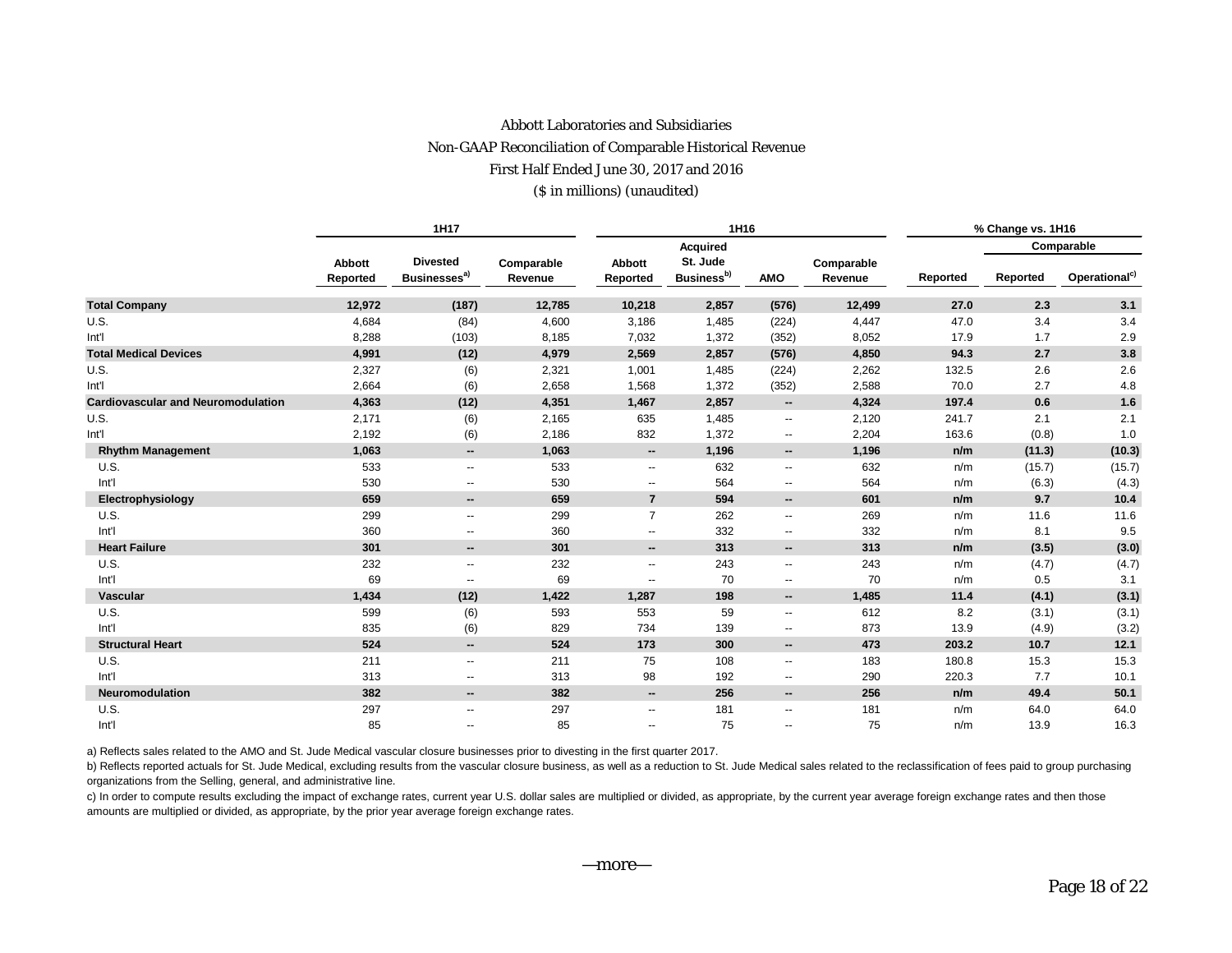Abbott Laboratories and Subsidiaries

Non-GAAP Reconciliation of Comparable Historical Revenue

First Half Ended June 30, 2017 and 2016

($ in millions) (unaudited)

| | 1H17 | | | 1H16 | | | | % Change vs. 1H16 | | |
|---|---|---|---|---|---|---|---|---|---|---|
| | | | | | | | | | Comparable | |
| | Abbott Reported | Divested Businesses[a] | Comparable Revenue | Abbott Reported | Acquired St. Jude Business[b] | AMO | Comparable Revenue | Reported | Reported | Operational[c] |
| **Total Company** | **12,972** | **(187)** | **12,785** | **10,218** | **2,857** | **(576)** | **12,499** | **27.0** | **2.3** | **3.1** |
| U.S. | 4,684 | (84) | 4,600 | 3,186 | 1,485 | (224) | 4,447 | 47.0 | 3.4 | 3.4 |
| Int'l | 8,288 | (103) | 8,185 | 7,032 | 1,372 | (352) | 8,052 | 17.9 | 1.7 | 2.9 |
| **Total Medical Devices** | **4,991** | **(12)** | **4,979** | **2,569** | **2,857** | **(576)** | **4,850** | **94.3** | **2.7** | **3.8** |
| U.S. | 2,327 | (6) | 2,321 | 1,001 | 1,485 | (224) | 2,262 | 132.5 | 2.6 | 2.6 |
| Int'l | 2,664 | (6) | 2,658 | 1,568 | 1,372 | (352) | 2,588 | 70.0 | 2.7 | 4.8 |
| **Cardiovascular and Neuromodulation** | **4,363** | **(12)** | **4,351** | **1,467** | **2,857** | **--** | **4,324** | **197.4** | **0.6** | **1.6** |
| U.S. | 2,171 | (6) | 2,165 | 635 | 1,485 | -- | 2,120 | 241.7 | 2.1 | 2.1 |
| Int'l | 2,192 | (6) | 2,186 | 832 | 1,372 | -- | 2,204 | 163.6 | (0.8) | 1.0 |
| **Rhythm Management** | **1,063** | **--** | **1,063** | **--** | **1,196** | **--** | **1,196** | **n/m** | **(11.3)** | **(10.3)** |
| U.S. | 533 | -- | 533 | -- | 632 | -- | 632 | n/m | (15.7) | (15.7) |
| Int'l | 530 | -- | 530 | -- | 564 | -- | 564 | n/m | (6.3) | (4.3) |
| **Electrophysiology** | **659** | **--** | **659** | **7** | **594** | **--** | **601** | **n/m** | **9.7** | **10.4** |
| U.S. | 299 | -- | 299 | 7 | 262 | -- | 269 | n/m | 11.6 | 11.6 |
| Int'l | 360 | -- | 360 | -- | 332 | -- | 332 | n/m | 8.1 | 9.5 |
| **Heart Failure** | **301** | **--** | **301** | **--** | **313** | **--** | **313** | **n/m** | **(3.5)** | **(3.0)** |
| U.S. | 232 | -- | 232 | -- | 243 | -- | 243 | n/m | (4.7) | (4.7) |
| Int'l | 69 | -- | 69 | -- | 70 | -- | 70 | n/m | 0.5 | 3.1 |
| **Vascular** | **1,434** | **(12)** | **1,422** | **1,287** | **198** | **--** | **1,485** | **11.4** | **(4.1)** | **(3.1)** |
| U.S. | 599 | (6) | 593 | 553 | 59 | -- | 612 | 8.2 | (3.1) | (3.1) |
| Int'l | 835 | (6) | 829 | 734 | 139 | -- | 873 | 13.9 | (4.9) | (3.2) |
| **Structural Heart** | **524** | **--** | **524** | **173** | **300** | **--** | **473** | **203.2** | **10.7** | **12.1** |
| U.S. | 211 | -- | 211 | 75 | 108 | -- | 183 | 180.8 | 15.3 | 15.3 |
| Int'l | 313 | -- | 313 | 98 | 192 | -- | 290 | 220.3 | 7.7 | 10.1 |
| **Neuromodulation** | **382** | **--** | **382** | **--** | **256** | **--** | **256** | **n/m** | **49.4** | **50.1** |
| U.S. | 297 | -- | 297 | -- | 181 | -- | 181 | n/m | 64.0 | 64.0 |
| Int'l | 85 | -- | 85 | -- | 75 | -- | 75 | n/m | 13.9 | 16.3 |

a) Reflects sales related to the AMO and St. Jude Medical vascular closure businesses prior to divesting in the first quarter 2017.

b) Reflects reported actuals for St. Jude Medical, excluding results from the vascular closure business, as well as a reduction to St. Jude Medical sales related to the reclassification of fees paid to group purchasing organizations from the Selling, general, and administrative line.

c) In order to compute results excluding the impact of exchange rates, current year U.S. dollar sales are multiplied or divided, as appropriate, by the current year average foreign exchange rates and then those amounts are multiplied or divided, as appropriate, by the prior year average foreign exchange rates.

—more—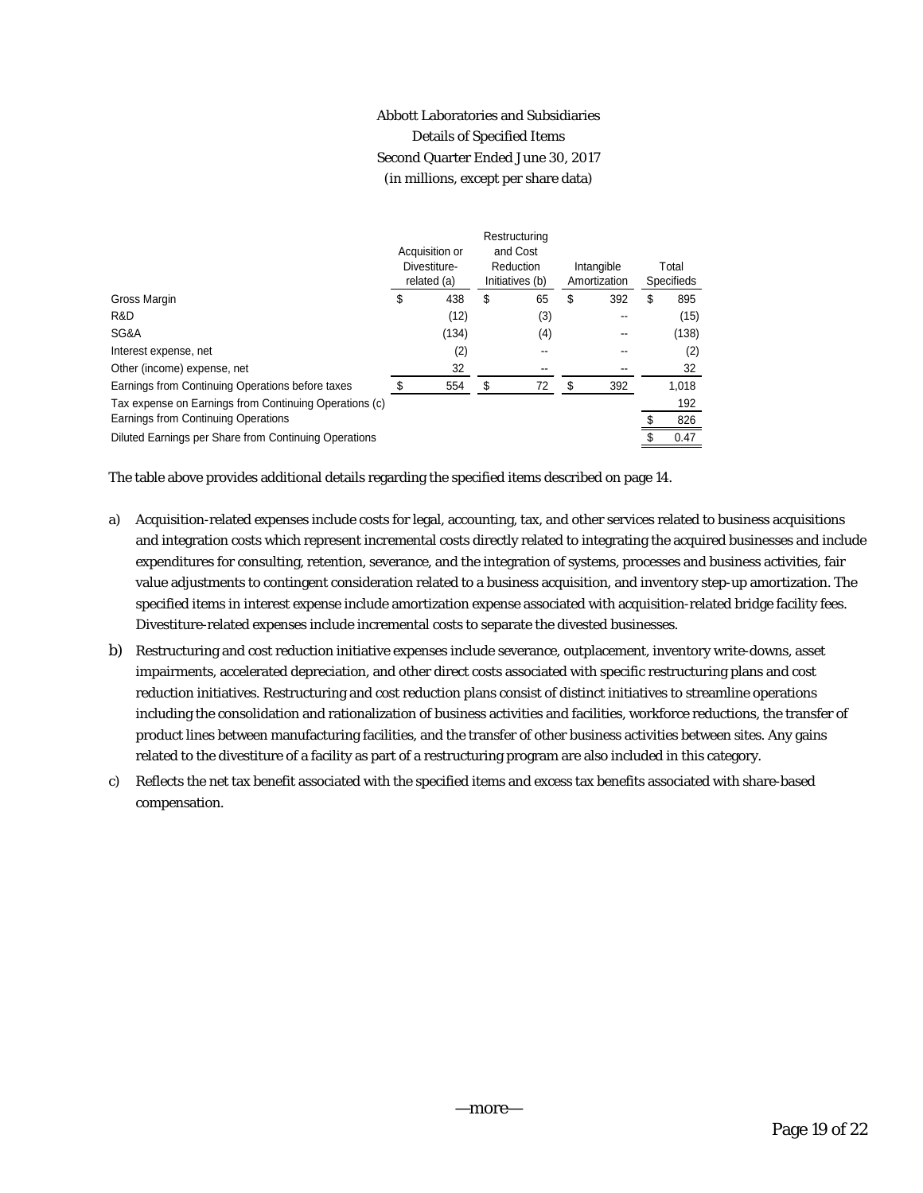# Abbott Laboratories and Subsidiaries
## Details of Specified Items
## Second Quarter Ended June 30, 2017
### (in millions, except per share data)

| | Acquisition or Divestiture-related (a) | Restructuring and Cost Reduction Initiatives (b) | Intangible Amortization | Total Specifieds |
|---|---|---|---|---|
| Gross Margin | $ 438 | $ 65 | $ 392 | $ 895 |
| R&D | (12) | (3) | -- | (15) |
| SG&A | (134) | (4) | -- | (138) |
| Interest expense, net | (2) | -- | -- | (2) |
| Other (income) expense, net | 32 | -- | -- | 32 |
| Earnings from Continuing Operations before taxes | $ 554 | $ 72 | $ 392 | 1,018 |
| Tax expense on Earnings from Continuing Operations (c) | | | | 192 |
| Earnings from Continuing Operations | | | | $ 826 |
| Diluted Earnings per Share from Continuing Operations | | | | $ 0.47 |

The table above provides additional details regarding the specified items described on page 14.

a) Acquisition-related expenses include costs for legal, accounting, tax, and other services related to business acquisitions and integration costs which represent incremental costs directly related to integrating the acquired businesses and include expenditures for consulting, retention, severance, and the integration of systems, processes and business activities, fair value adjustments to contingent consideration related to a business acquisition, and inventory step-up amortization. The specified items in interest expense include amortization expense associated with acquisition-related bridge facility fees. Divestiture-related expenses include incremental costs to separate the divested businesses.

b) Restructuring and cost reduction initiative expenses include severance, outplacement, inventory write-downs, asset impairments, accelerated depreciation, and other direct costs associated with specific restructuring plans and cost reduction initiatives. Restructuring and cost reduction plans consist of distinct initiatives to streamline operations including the consolidation and rationalization of business activities and facilities, workforce reductions, the transfer of product lines between manufacturing facilities, and the transfer of other business activities between sites. Any gains related to the divestiture of a facility as part of a restructuring program are also included in this category.

c) Reflects the net tax benefit associated with the specified items and excess tax benefits associated with share-based compensation.

—more—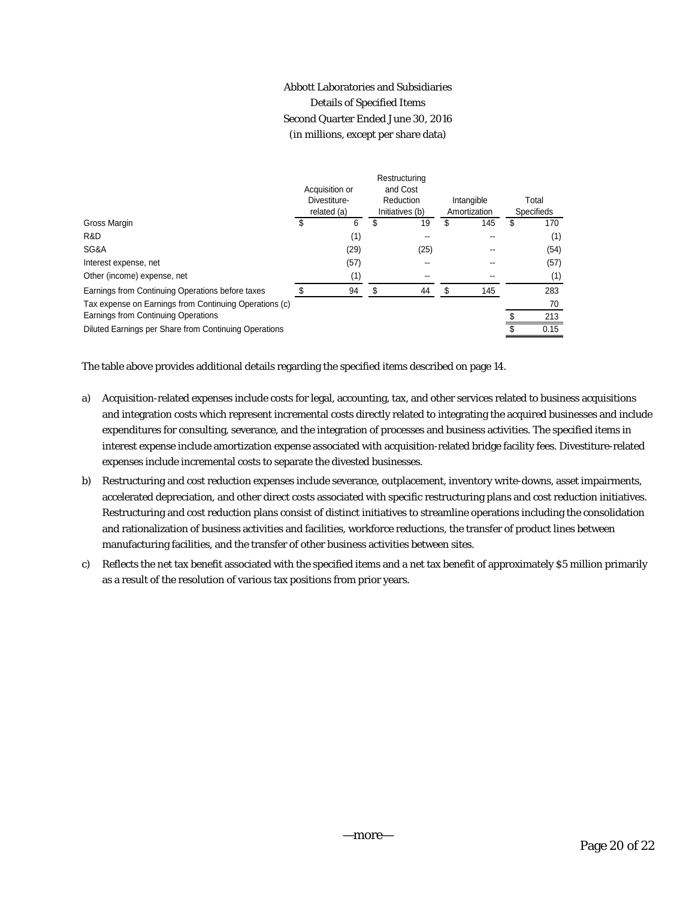# Abbott Laboratories and Subsidiaries

Details of Specified Items

Second Quarter Ended June 30, 2016

(in millions, except per share data)

| | Acquisition or Divestiture-related (a) | Restructuring and Cost Reduction Initiatives (b) | Intangible Amortization | Total Specifieds |
|---|---|---|---|---|
| Gross Margin | $ 6 | $ 19 | $ 145 | $ 170 |
| R&D | (1) | -- | -- | (1) |
| SG&A | (29) | (25) | -- | (54) |
| Interest expense, net | (57) | -- | -- | (57) |
| Other (income) expense, net | (1) | -- | -- | (1) |
| Earnings from Continuing Operations before taxes | $ 94 | $ 44 | $ 145 | 283 |
| Tax expense on Earnings from Continuing Operations (c) | | | | 70 |
| Earnings from Continuing Operations | | | | $ 213 |
| Diluted Earnings per Share from Continuing Operations | | | | $ 0.15 |

The table above provides additional details regarding the specified items described on page 14.

a) Acquisition-related expenses include costs for legal, accounting, tax, and other services related to business acquisitions and integration costs which represent incremental costs directly related to integrating the acquired businesses and include expenditures for consulting, severance, and the integration of processes and business activities. The specified items in interest expense include amortization expense associated with acquisition-related bridge facility fees. Divestiture-related expenses include incremental costs to separate the divested businesses.

b) Restructuring and cost reduction expenses include severance, outplacement, inventory write-downs, asset impairments, accelerated depreciation, and other direct costs associated with specific restructuring plans and cost reduction initiatives. Restructuring and cost reduction plans consist of distinct initiatives to streamline operations including the consolidation and rationalization of business activities and facilities, workforce reductions, the transfer of product lines between manufacturing facilities, and the transfer of other business activities between sites.

c) Reflects the net tax benefit associated with the specified items and a net tax benefit of approximately $5 million primarily as a result of the resolution of various tax positions from prior years.

—more—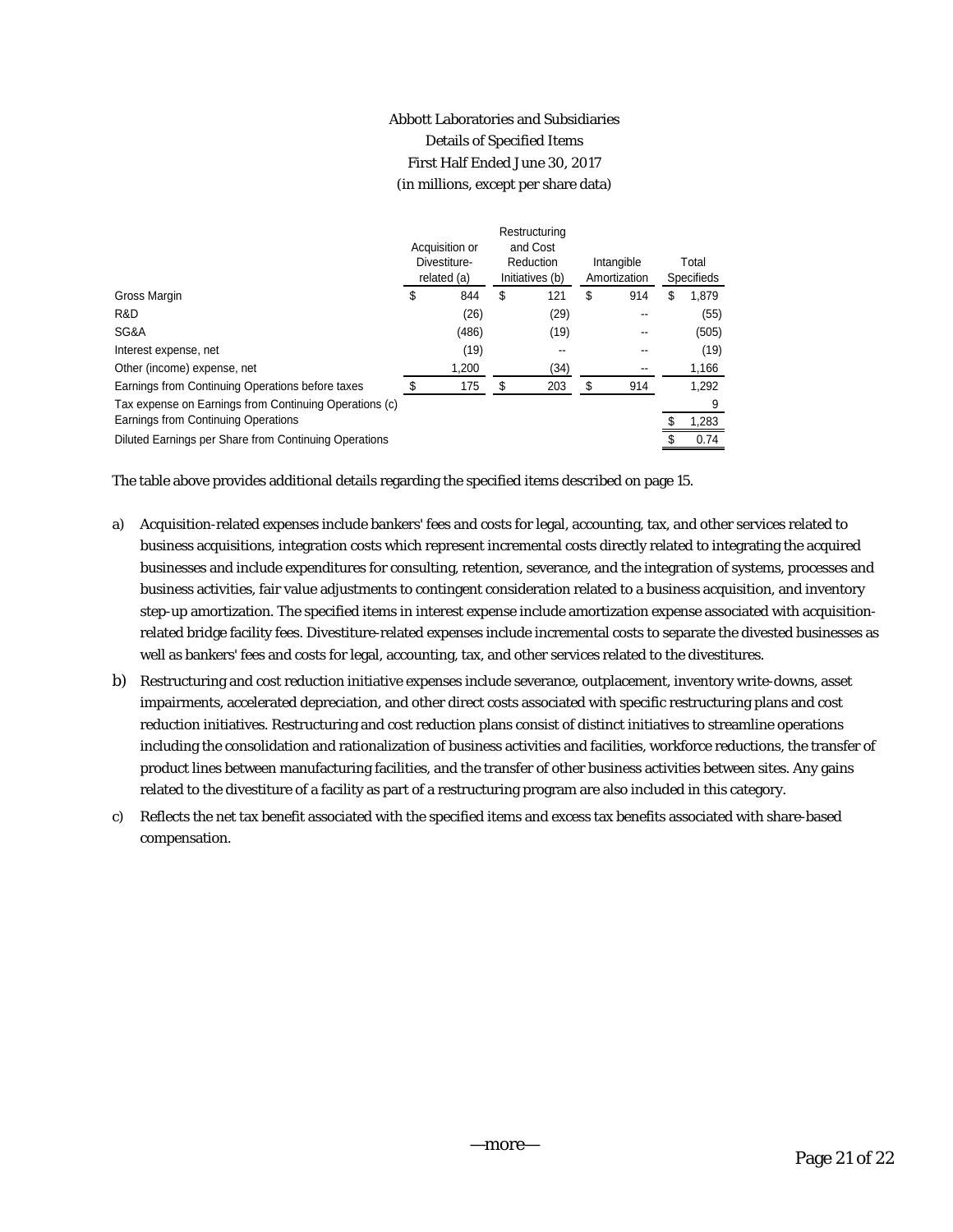# Abbott Laboratories and Subsidiaries

## Details of Specified Items

### First Half Ended June 30, 2017

(in millions, except per share data)

| | Acquisition or Divestiture-related (a) | Restructuring and Cost Reduction Initiatives (b) | Intangible Amortization | Total Specifieds |
|---|---|---|---|---|
| Gross Margin | $ 844 | $ 121 | $ 914 | $ 1,879 |
| R&D | (26) | (29) | -- | (55) |
| SG&A | (486) | (19) | -- | (505) |
| Interest expense, net | (19) | -- | -- | (19) |
| Other (income) expense, net | 1,200 | (34) | -- | 1,166 |
| Earnings from Continuing Operations before taxes | $ 175 | $ 203 | $ 914 | 1,292 |
| Tax expense on Earnings from Continuing Operations (c) | | | | 9 |
| Earnings from Continuing Operations | | | | $ 1,283 |
| Diluted Earnings per Share from Continuing Operations | | | | $ 0.74 |

The table above provides additional details regarding the specified items described on page 15.

a) Acquisition-related expenses include bankers' fees and costs for legal, accounting, tax, and other services related to business acquisitions, integration costs which represent incremental costs directly related to integrating the acquired businesses and include expenditures for consulting, retention, severance, and the integration of systems, processes and business activities, fair value adjustments to contingent consideration related to a business acquisition, and inventory step-up amortization. The specified items in interest expense include amortization expense associated with acquisition-related bridge facility fees. Divestiture-related expenses include incremental costs to separate the divested businesses as well as bankers' fees and costs for legal, accounting, tax, and other services related to the divestitures.

b) Restructuring and cost reduction initiative expenses include severance, outplacement, inventory write-downs, asset impairments, accelerated depreciation, and other direct costs associated with specific restructuring plans and cost reduction initiatives. Restructuring and cost reduction plans consist of distinct initiatives to streamline operations including the consolidation and rationalization of business activities and facilities, workforce reductions, the transfer of product lines between manufacturing facilities, and the transfer of other business activities between sites. Any gains related to the divestiture of a facility as part of a restructuring program are also included in this category.

c) Reflects the net tax benefit associated with the specified items and excess tax benefits associated with share-based compensation.

—more—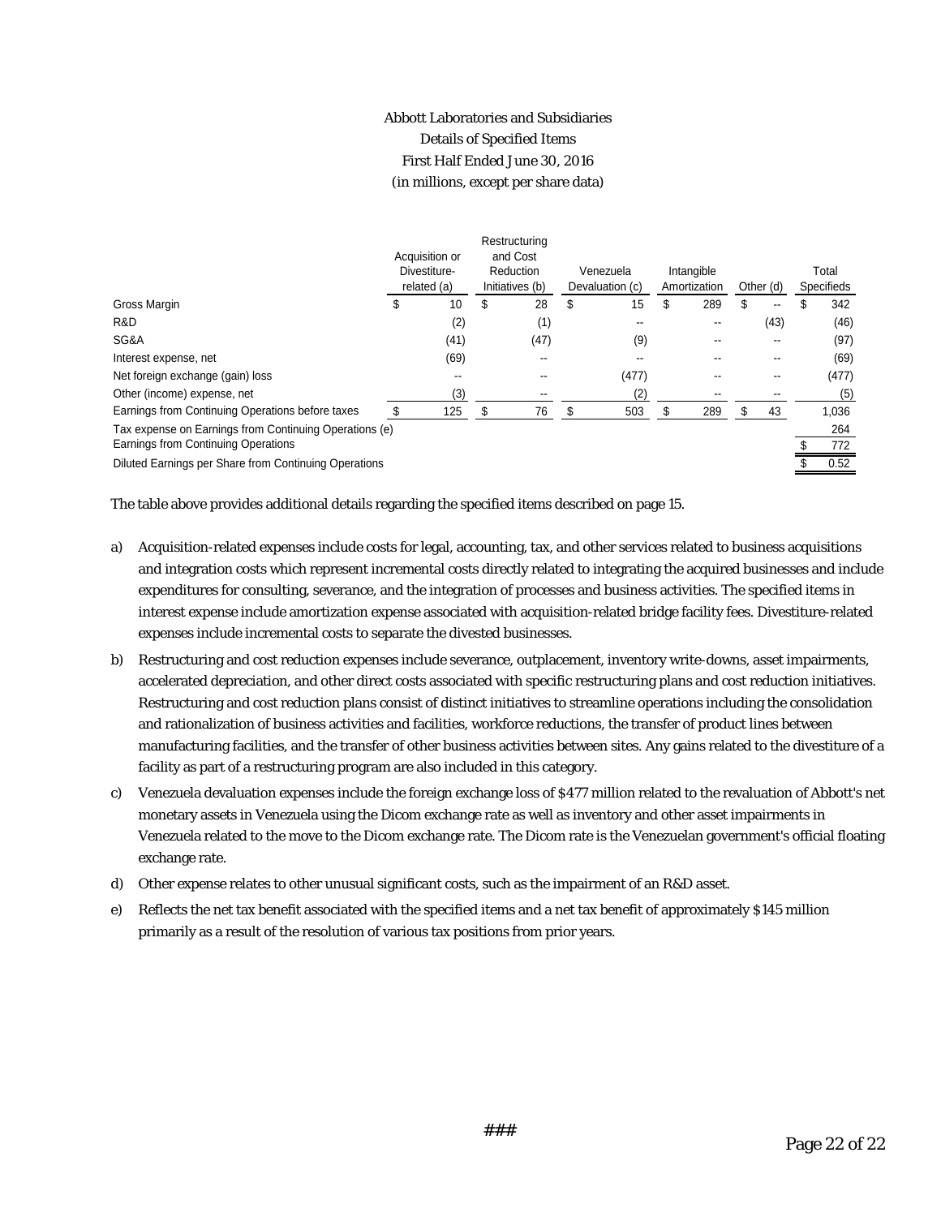# Abbott Laboratories and Subsidiaries

Details of Specified Items

First Half Ended June 30, 2016

(in millions, except per share data)

| | Acquisition or Divestiture-related (a) | Restructuring and Cost Reduction Initiatives (b) | Venezuela Devaluation (c) | Intangible Amortization | Other (d) | Total Specifieds |
|---|---|---|---|---|---|---|
| Gross Margin | $ 10 | $ 28 | $ 15 | $ 289 | $ -- | $ 342 |
| R&D | (2) | (1) | -- | -- | (43) | (46) |
| SG&A | (41) | (47) | (9) | -- | -- | (97) |
| Interest expense, net | (69) | -- | -- | -- | -- | (69) |
| Net foreign exchange (gain) loss | -- | -- | (477) | -- | -- | (477) |
| Other (income) expense, net | (3) | -- | (2) | -- | -- | (5) |
| Earnings from Continuing Operations before taxes | $ 125 | $ 76 | $ 503 | $ 289 | $ 43 | 1,036 |
| Tax expense on Earnings from Continuing Operations (e) | | | | | | 264 |
| Earnings from Continuing Operations | | | | | | $ 772 |
| Diluted Earnings per Share from Continuing Operations | | | | | | $ 0.52 |

The table above provides additional details regarding the specified items described on page 15.

a) Acquisition-related expenses include costs for legal, accounting, tax, and other services related to business acquisitions and integration costs which represent incremental costs directly related to integrating the acquired businesses and include expenditures for consulting, severance, and the integration of processes and business activities. The specified items in interest expense include amortization expense associated with acquisition-related bridge facility fees. Divestiture-related expenses include incremental costs to separate the divested businesses.

b) Restructuring and cost reduction expenses include severance, outplacement, inventory write-downs, asset impairments, accelerated depreciation, and other direct costs associated with specific restructuring plans and cost reduction initiatives. Restructuring and cost reduction plans consist of distinct initiatives to streamline operations including the consolidation and rationalization of business activities and facilities, workforce reductions, the transfer of product lines between manufacturing facilities, and the transfer of other business activities between sites. Any gains related to the divestiture of a facility as part of a restructuring program are also included in this category.

c) Venezuela devaluation expenses include the foreign exchange loss of $477 million related to the revaluation of Abbott's net monetary assets in Venezuela using the Dicom exchange rate as well as inventory and other asset impairments in Venezuela related to the move to the Dicom exchange rate. The Dicom rate is the Venezuelan government's official floating exchange rate.

d) Other expense relates to other unusual significant costs, such as the impairment of an R&D asset.

e) Reflects the net tax benefit associated with the specified items and a net tax benefit of approximately $145 million primarily as a result of the resolution of various tax positions from prior years.

###